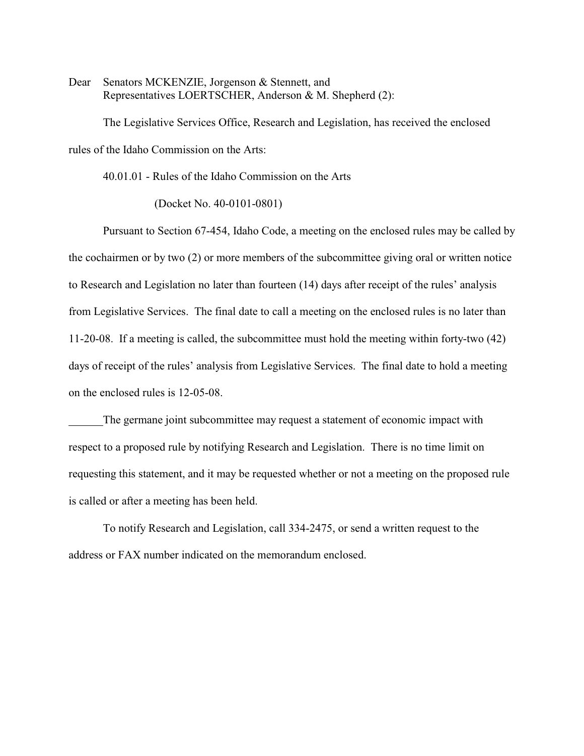Dear Senators MCKENZIE, Jorgenson & Stennett, and
Representatives LOERTSCHER, Anderson & M. Shepherd (2):

The Legislative Services Office, Research and Legislation, has received the enclosed rules of the Idaho Commission on the Arts:

40.01.01 - Rules of the Idaho Commission on the Arts

(Docket No. 40-0101-0801)

Pursuant to Section 67-454, Idaho Code, a meeting on the enclosed rules may be called by the cochairmen or by two (2) or more members of the subcommittee giving oral or written notice to Research and Legislation no later than fourteen (14) days after receipt of the rules' analysis from Legislative Services. The final date to call a meeting on the enclosed rules is no later than 11-20-08. If a meeting is called, the subcommittee must hold the meeting within forty-two (42) days of receipt of the rules' analysis from Legislative Services. The final date to hold a meeting on the enclosed rules is 12-05-08.

______The germane joint subcommittee may request a statement of economic impact with respect to a proposed rule by notifying Research and Legislation. There is no time limit on requesting this statement, and it may be requested whether or not a meeting on the proposed rule is called or after a meeting has been held.

To notify Research and Legislation, call 334-2475, or send a written request to the address or FAX number indicated on the memorandum enclosed.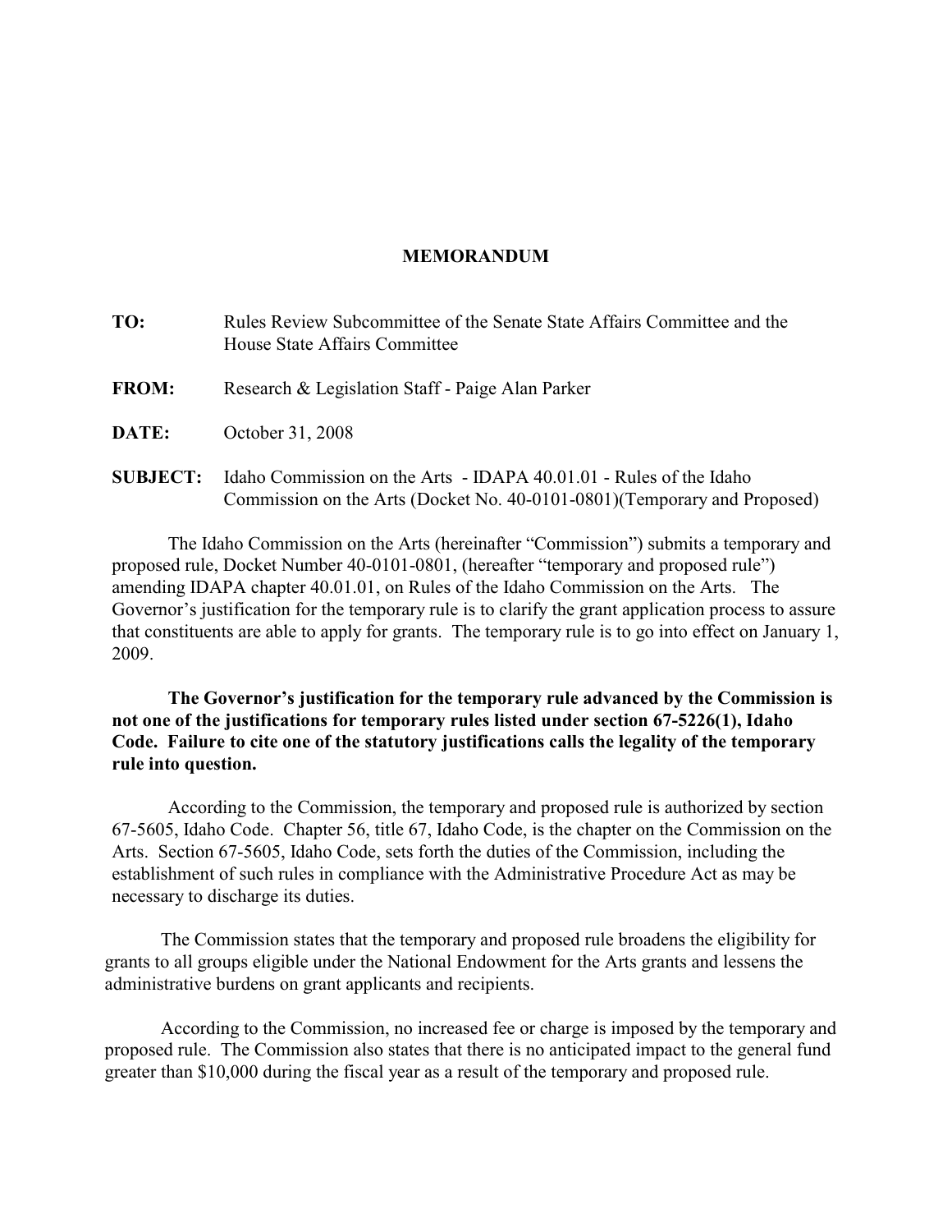**MEMORANDUM**

**TO:** Rules Review Subcommittee of the Senate State Affairs Committee and the House State Affairs Committee

**FROM:** Research & Legislation Staff - Paige Alan Parker

**DATE:** October 31, 2008

**SUBJECT:** Idaho Commission on the Arts - IDAPA 40.01.01 - Rules of the Idaho Commission on the Arts (Docket No. 40-0101-0801)(Temporary and Proposed)

The Idaho Commission on the Arts (hereinafter "Commission") submits a temporary and proposed rule, Docket Number 40-0101-0801, (hereafter "temporary and proposed rule") amending IDAPA chapter 40.01.01, on Rules of the Idaho Commission on the Arts. The Governor's justification for the temporary rule is to clarify the grant application process to assure that constituents are able to apply for grants. The temporary rule is to go into effect on January 1, 2009.

**The Governor's justification for the temporary rule advanced by the Commission is not one of the justifications for temporary rules listed under section 67-5226(1), Idaho Code. Failure to cite one of the statutory justifications calls the legality of the temporary rule into question.**

According to the Commission, the temporary and proposed rule is authorized by section 67-5605, Idaho Code. Chapter 56, title 67, Idaho Code, is the chapter on the Commission on the Arts. Section 67-5605, Idaho Code, sets forth the duties of the Commission, including the establishment of such rules in compliance with the Administrative Procedure Act as may be necessary to discharge its duties.

The Commission states that the temporary and proposed rule broadens the eligibility for grants to all groups eligible under the National Endowment for the Arts grants and lessens the administrative burdens on grant applicants and recipients.

According to the Commission, no increased fee or charge is imposed by the temporary and proposed rule. The Commission also states that there is no anticipated impact to the general fund greater than $10,000 during the fiscal year as a result of the temporary and proposed rule.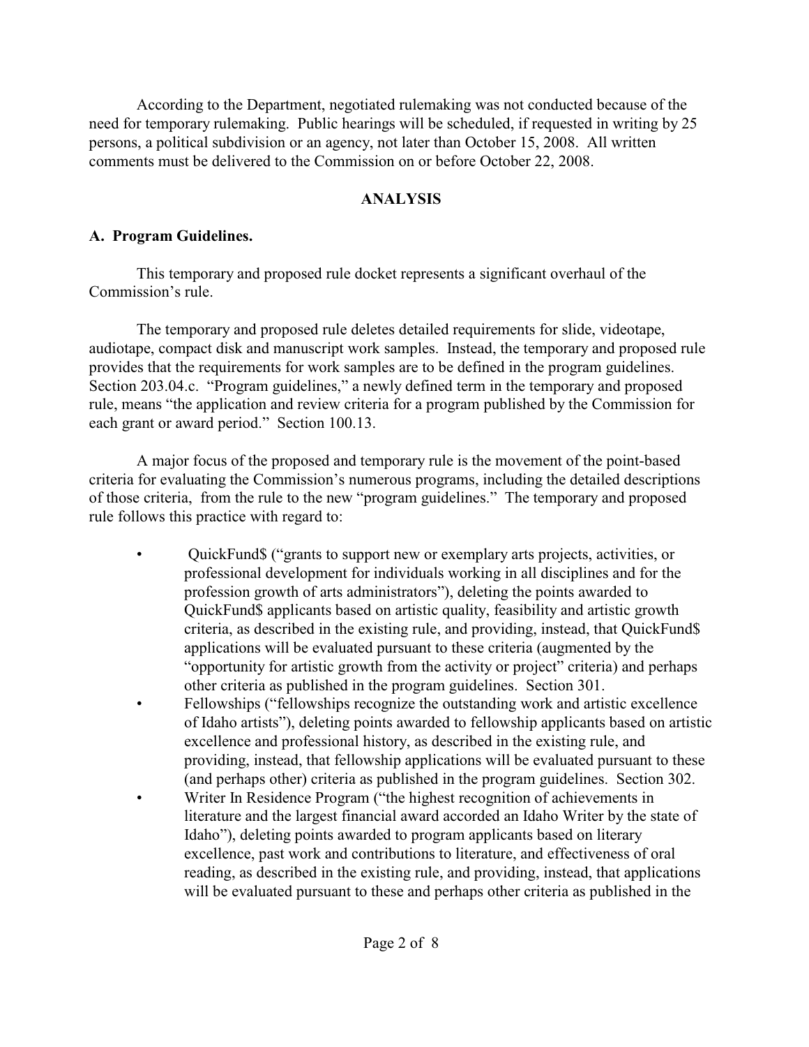According to the Department, negotiated rulemaking was not conducted because of the need for temporary rulemaking. Public hearings will be scheduled, if requested in writing by 25 persons, a political subdivision or an agency, not later than October 15, 2008. All written comments must be delivered to the Commission on or before October 22, 2008.

## ANALYSIS

### A. Program Guidelines.

This temporary and proposed rule docket represents a significant overhaul of the Commission's rule.

The temporary and proposed rule deletes detailed requirements for slide, videotape, audiotape, compact disk and manuscript work samples. Instead, the temporary and proposed rule provides that the requirements for work samples are to be defined in the program guidelines. Section 203.04.c. "Program guidelines," a newly defined term in the temporary and proposed rule, means "the application and review criteria for a program published by the Commission for each grant or award period." Section 100.13.

A major focus of the proposed and temporary rule is the movement of the point-based criteria for evaluating the Commission's numerous programs, including the detailed descriptions of those criteria, from the rule to the new "program guidelines." The temporary and proposed rule follows this practice with regard to:

- QuickFund$ ("grants to support new or exemplary arts projects, activities, or professional development for individuals working in all disciplines and for the profession growth of arts administrators"), deleting the points awarded to QuickFund$ applicants based on artistic quality, feasibility and artistic growth criteria, as described in the existing rule, and providing, instead, that QuickFund$ applications will be evaluated pursuant to these criteria (augmented by the "opportunity for artistic growth from the activity or project" criteria) and perhaps other criteria as published in the program guidelines. Section 301.
- Fellowships ("fellowships recognize the outstanding work and artistic excellence of Idaho artists"), deleting points awarded to fellowship applicants based on artistic excellence and professional history, as described in the existing rule, and providing, instead, that fellowship applications will be evaluated pursuant to these (and perhaps other) criteria as published in the program guidelines. Section 302.
- Writer In Residence Program ("the highest recognition of achievements in literature and the largest financial award accorded an Idaho Writer by the state of Idaho"), deleting points awarded to program applicants based on literary excellence, past work and contributions to literature, and effectiveness of oral reading, as described in the existing rule, and providing, instead, that applications will be evaluated pursuant to these and perhaps other criteria as published in the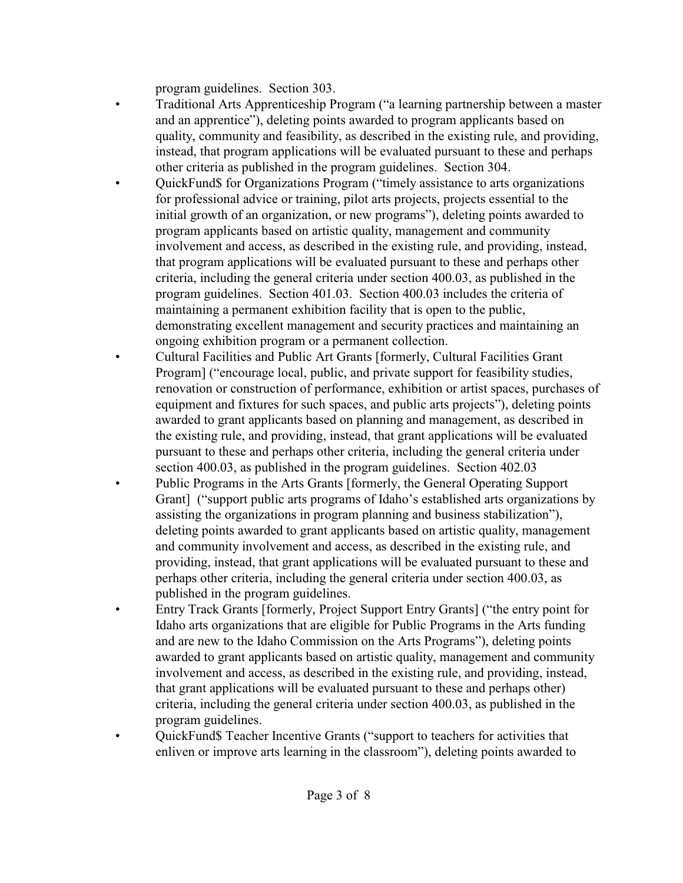program guidelines.  Section 303.

- Traditional Arts Apprenticeship Program ("a learning partnership between a master and an apprentice"), deleting points awarded to program applicants based on quality, community and feasibility, as described in the existing rule, and providing, instead, that program applications will be evaluated pursuant to these and perhaps other criteria as published in the program guidelines.  Section 304.
- QuickFund$ for Organizations Program ("timely assistance to arts organizations for professional advice or training, pilot arts projects, projects essential to the initial growth of an organization, or new programs"), deleting points awarded to program applicants based on artistic quality, management and community involvement and access, as described in the existing rule, and providing, instead, that program applications will be evaluated pursuant to these and perhaps other criteria, including the general criteria under section 400.03, as published in the program guidelines.  Section 401.03.  Section 400.03 includes the criteria of maintaining a permanent exhibition facility that is open to the public, demonstrating excellent management and security practices and maintaining an ongoing exhibition program or a permanent collection.
- Cultural Facilities and Public Art Grants [formerly, Cultural Facilities Grant Program] ("encourage local, public, and private support for feasibility studies, renovation or construction of performance, exhibition or artist spaces, purchases of equipment and fixtures for such spaces, and public arts projects"), deleting points awarded to grant applicants based on planning and management, as described in the existing rule, and providing, instead, that grant applications will be evaluated pursuant to these and perhaps other criteria, including the general criteria under section 400.03, as published in the program guidelines.  Section 402.03
- Public Programs in the Arts Grants [formerly, the General Operating Support Grant]  ("support public arts programs of Idaho's established arts organizations by assisting the organizations in program planning and business stabilization"), deleting points awarded to grant applicants based on artistic quality, management and community involvement and access, as described in the existing rule, and providing, instead, that grant applications will be evaluated pursuant to these and perhaps other criteria, including the general criteria under section 400.03, as published in the program guidelines.
- Entry Track Grants [formerly, Project Support Entry Grants] ("the entry point for Idaho arts organizations that are eligible for Public Programs in the Arts funding and are new to the Idaho Commission on the Arts Programs"), deleting points awarded to grant applicants based on artistic quality, management and community involvement and access, as described in the existing rule, and providing, instead, that grant applications will be evaluated pursuant to these and perhaps other) criteria, including the general criteria under section 400.03, as published in the program guidelines.
- QuickFund$ Teacher Incentive Grants ("support to teachers for activities that enliven or improve arts learning in the classroom"), deleting points awarded to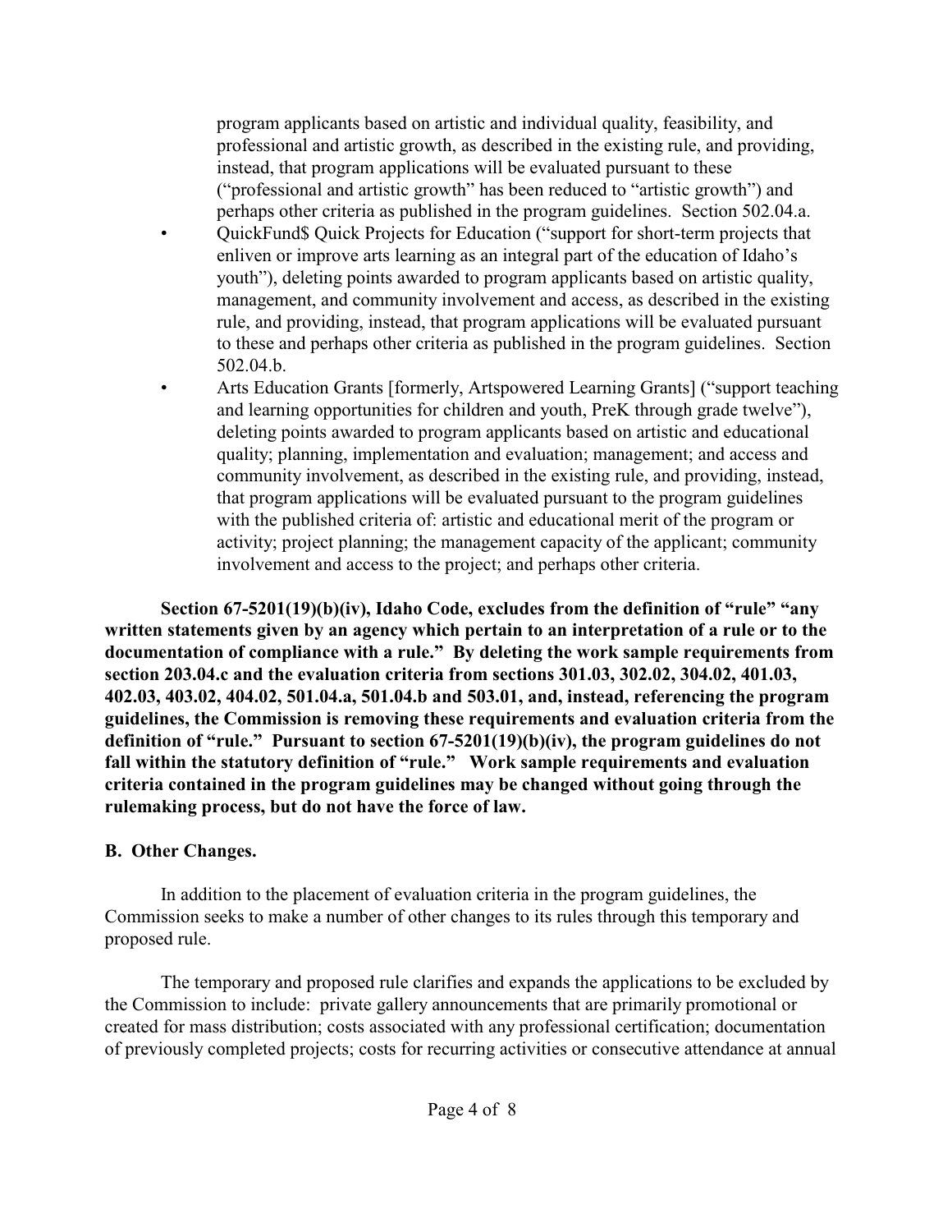program applicants based on artistic and individual quality, feasibility, and professional and artistic growth, as described in the existing rule, and providing, instead, that program applications will be evaluated pursuant to these ("professional and artistic growth" has been reduced to "artistic growth") and perhaps other criteria as published in the program guidelines. Section 502.04.a.

- QuickFund$ Quick Projects for Education ("support for short-term projects that enliven or improve arts learning as an integral part of the education of Idaho's youth"), deleting points awarded to program applicants based on artistic quality, management, and community involvement and access, as described in the existing rule, and providing, instead, that program applications will be evaluated pursuant to these and perhaps other criteria as published in the program guidelines. Section 502.04.b.
- Arts Education Grants [formerly, Artspowered Learning Grants] ("support teaching and learning opportunities for children and youth, PreK through grade twelve"), deleting points awarded to program applicants based on artistic and educational quality; planning, implementation and evaluation; management; and access and community involvement, as described in the existing rule, and providing, instead, that program applications will be evaluated pursuant to the program guidelines with the published criteria of: artistic and educational merit of the program or activity; project planning; the management capacity of the applicant; community involvement and access to the project; and perhaps other criteria.

**Section 67-5201(19)(b)(iv), Idaho Code, excludes from the definition of "rule" "any written statements given by an agency which pertain to an interpretation of a rule or to the documentation of compliance with a rule." By deleting the work sample requirements from section 203.04.c and the evaluation criteria from sections 301.03, 302.02, 304.02, 401.03, 402.03, 403.02, 404.02, 501.04.a, 501.04.b and 503.01, and, instead, referencing the program guidelines, the Commission is removing these requirements and evaluation criteria from the definition of "rule." Pursuant to section 67-5201(19)(b)(iv), the program guidelines do not fall within the statutory definition of "rule." Work sample requirements and evaluation criteria contained in the program guidelines may be changed without going through the rulemaking process, but do not have the force of law.**

**B. Other Changes.**

In addition to the placement of evaluation criteria in the program guidelines, the Commission seeks to make a number of other changes to its rules through this temporary and proposed rule.

The temporary and proposed rule clarifies and expands the applications to be excluded by the Commission to include: private gallery announcements that are primarily promotional or created for mass distribution; costs associated with any professional certification; documentation of previously completed projects; costs for recurring activities or consecutive attendance at annual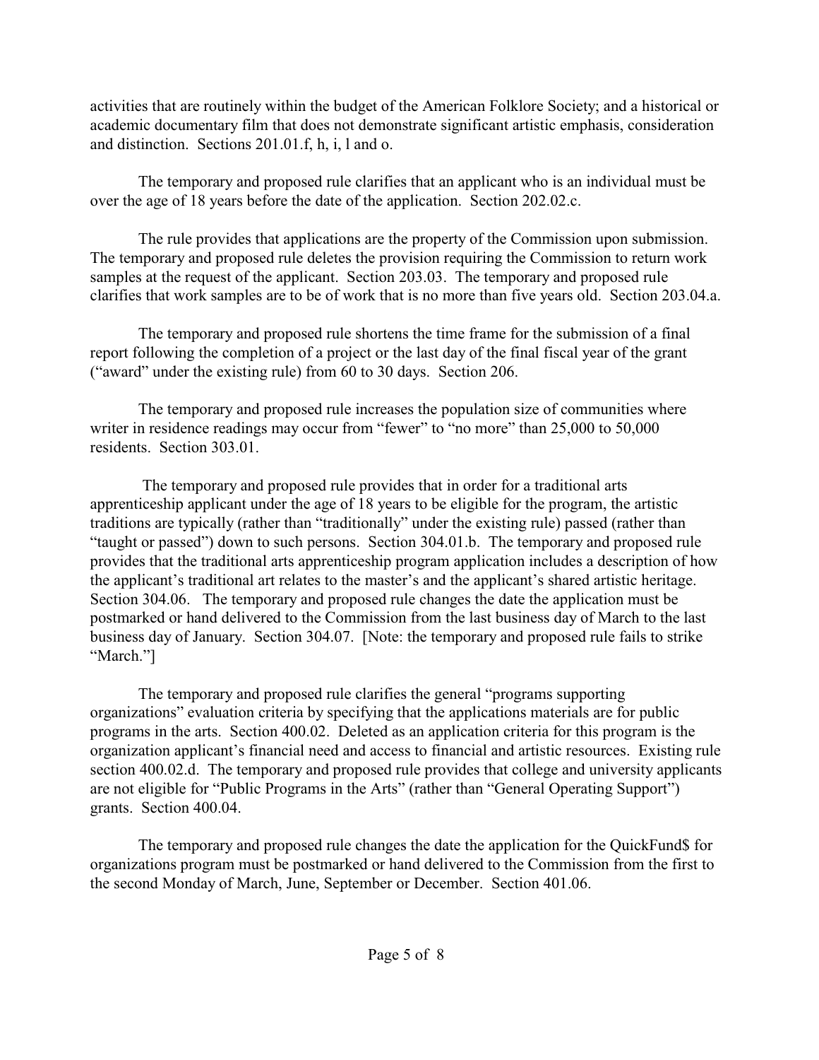activities that are routinely within the budget of the American Folklore Society; and a historical or academic documentary film that does not demonstrate significant artistic emphasis, consideration and distinction. Sections 201.01.f, h, i, l and o.

The temporary and proposed rule clarifies that an applicant who is an individual must be over the age of 18 years before the date of the application. Section 202.02.c.

The rule provides that applications are the property of the Commission upon submission. The temporary and proposed rule deletes the provision requiring the Commission to return work samples at the request of the applicant. Section 203.03. The temporary and proposed rule clarifies that work samples are to be of work that is no more than five years old. Section 203.04.a.

The temporary and proposed rule shortens the time frame for the submission of a final report following the completion of a project or the last day of the final fiscal year of the grant ("award" under the existing rule) from 60 to 30 days. Section 206.

The temporary and proposed rule increases the population size of communities where writer in residence readings may occur from "fewer" to "no more" than 25,000 to 50,000 residents. Section 303.01.

The temporary and proposed rule provides that in order for a traditional arts apprenticeship applicant under the age of 18 years to be eligible for the program, the artistic traditions are typically (rather than "traditionally" under the existing rule) passed (rather than "taught or passed") down to such persons. Section 304.01.b. The temporary and proposed rule provides that the traditional arts apprenticeship program application includes a description of how the applicant's traditional art relates to the master's and the applicant's shared artistic heritage. Section 304.06. The temporary and proposed rule changes the date the application must be postmarked or hand delivered to the Commission from the last business day of March to the last business day of January. Section 304.07. [Note: the temporary and proposed rule fails to strike "March."]

The temporary and proposed rule clarifies the general "programs supporting organizations" evaluation criteria by specifying that the applications materials are for public programs in the arts. Section 400.02. Deleted as an application criteria for this program is the organization applicant's financial need and access to financial and artistic resources. Existing rule section 400.02.d. The temporary and proposed rule provides that college and university applicants are not eligible for "Public Programs in the Arts" (rather than "General Operating Support") grants. Section 400.04.

The temporary and proposed rule changes the date the application for the QuickFund$ for organizations program must be postmarked or hand delivered to the Commission from the first to the second Monday of March, June, September or December. Section 401.06.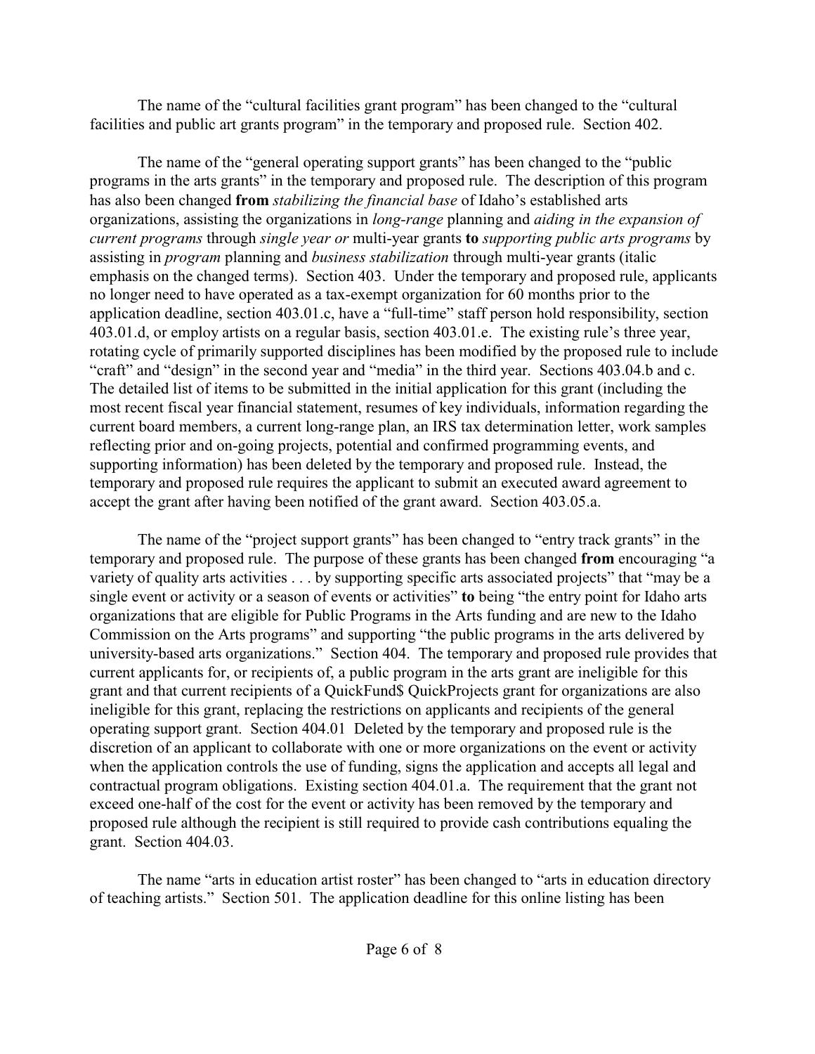The name of the "cultural facilities grant program" has been changed to the "cultural facilities and public art grants program" in the temporary and proposed rule. Section 402.

The name of the "general operating support grants" has been changed to the "public programs in the arts grants" in the temporary and proposed rule. The description of this program has also been changed **from** *stabilizing the financial base* of Idaho's established arts organizations, assisting the organizations in *long-range* planning and *aiding in the expansion of current programs* through *single year or* multi-year grants **to** *supporting public arts programs* by assisting in *program* planning and *business stabilization* through multi-year grants (italic emphasis on the changed terms). Section 403. Under the temporary and proposed rule, applicants no longer need to have operated as a tax-exempt organization for 60 months prior to the application deadline, section 403.01.c, have a "full-time" staff person hold responsibility, section 403.01.d, or employ artists on a regular basis, section 403.01.e. The existing rule's three year, rotating cycle of primarily supported disciplines has been modified by the proposed rule to include "craft" and "design" in the second year and "media" in the third year. Sections 403.04.b and c. The detailed list of items to be submitted in the initial application for this grant (including the most recent fiscal year financial statement, resumes of key individuals, information regarding the current board members, a current long-range plan, an IRS tax determination letter, work samples reflecting prior and on-going projects, potential and confirmed programming events, and supporting information) has been deleted by the temporary and proposed rule. Instead, the temporary and proposed rule requires the applicant to submit an executed award agreement to accept the grant after having been notified of the grant award. Section 403.05.a.

The name of the "project support grants" has been changed to "entry track grants" in the temporary and proposed rule. The purpose of these grants has been changed **from** encouraging "a variety of quality arts activities . . . by supporting specific arts associated projects" that "may be a single event or activity or a season of events or activities" **to** being "the entry point for Idaho arts organizations that are eligible for Public Programs in the Arts funding and are new to the Idaho Commission on the Arts programs" and supporting "the public programs in the arts delivered by university-based arts organizations." Section 404. The temporary and proposed rule provides that current applicants for, or recipients of, a public program in the arts grant are ineligible for this grant and that current recipients of a QuickFund$ QuickProjects grant for organizations are also ineligible for this grant, replacing the restrictions on applicants and recipients of the general operating support grant. Section 404.01 Deleted by the temporary and proposed rule is the discretion of an applicant to collaborate with one or more organizations on the event or activity when the application controls the use of funding, signs the application and accepts all legal and contractual program obligations. Existing section 404.01.a. The requirement that the grant not exceed one-half of the cost for the event or activity has been removed by the temporary and proposed rule although the recipient is still required to provide cash contributions equaling the grant. Section 404.03.

The name "arts in education artist roster" has been changed to "arts in education directory of teaching artists." Section 501. The application deadline for this online listing has been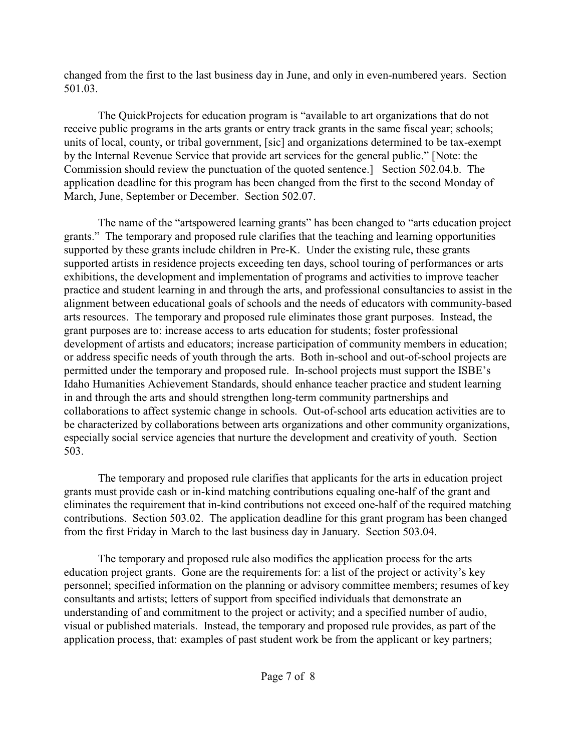changed from the first to the last business day in June, and only in even-numbered years. Section 501.03.

The QuickProjects for education program is "available to art organizations that do not receive public programs in the arts grants or entry track grants in the same fiscal year; schools; units of local, county, or tribal government, [sic] and organizations determined to be tax-exempt by the Internal Revenue Service that provide art services for the general public." [Note: the Commission should review the punctuation of the quoted sentence.] Section 502.04.b. The application deadline for this program has been changed from the first to the second Monday of March, June, September or December. Section 502.07.

The name of the "artspowered learning grants" has been changed to "arts education project grants." The temporary and proposed rule clarifies that the teaching and learning opportunities supported by these grants include children in Pre-K. Under the existing rule, these grants supported artists in residence projects exceeding ten days, school touring of performances or arts exhibitions, the development and implementation of programs and activities to improve teacher practice and student learning in and through the arts, and professional consultancies to assist in the alignment between educational goals of schools and the needs of educators with community-based arts resources. The temporary and proposed rule eliminates those grant purposes. Instead, the grant purposes are to: increase access to arts education for students; foster professional development of artists and educators; increase participation of community members in education; or address specific needs of youth through the arts. Both in-school and out-of-school projects are permitted under the temporary and proposed rule. In-school projects must support the ISBE's Idaho Humanities Achievement Standards, should enhance teacher practice and student learning in and through the arts and should strengthen long-term community partnerships and collaborations to affect systemic change in schools. Out-of-school arts education activities are to be characterized by collaborations between arts organizations and other community organizations, especially social service agencies that nurture the development and creativity of youth. Section 503.

The temporary and proposed rule clarifies that applicants for the arts in education project grants must provide cash or in-kind matching contributions equaling one-half of the grant and eliminates the requirement that in-kind contributions not exceed one-half of the required matching contributions. Section 503.02. The application deadline for this grant program has been changed from the first Friday in March to the last business day in January. Section 503.04.

The temporary and proposed rule also modifies the application process for the arts education project grants. Gone are the requirements for: a list of the project or activity's key personnel; specified information on the planning or advisory committee members; resumes of key consultants and artists; letters of support from specified individuals that demonstrate an understanding of and commitment to the project or activity; and a specified number of audio, visual or published materials. Instead, the temporary and proposed rule provides, as part of the application process, that: examples of past student work be from the applicant or key partners;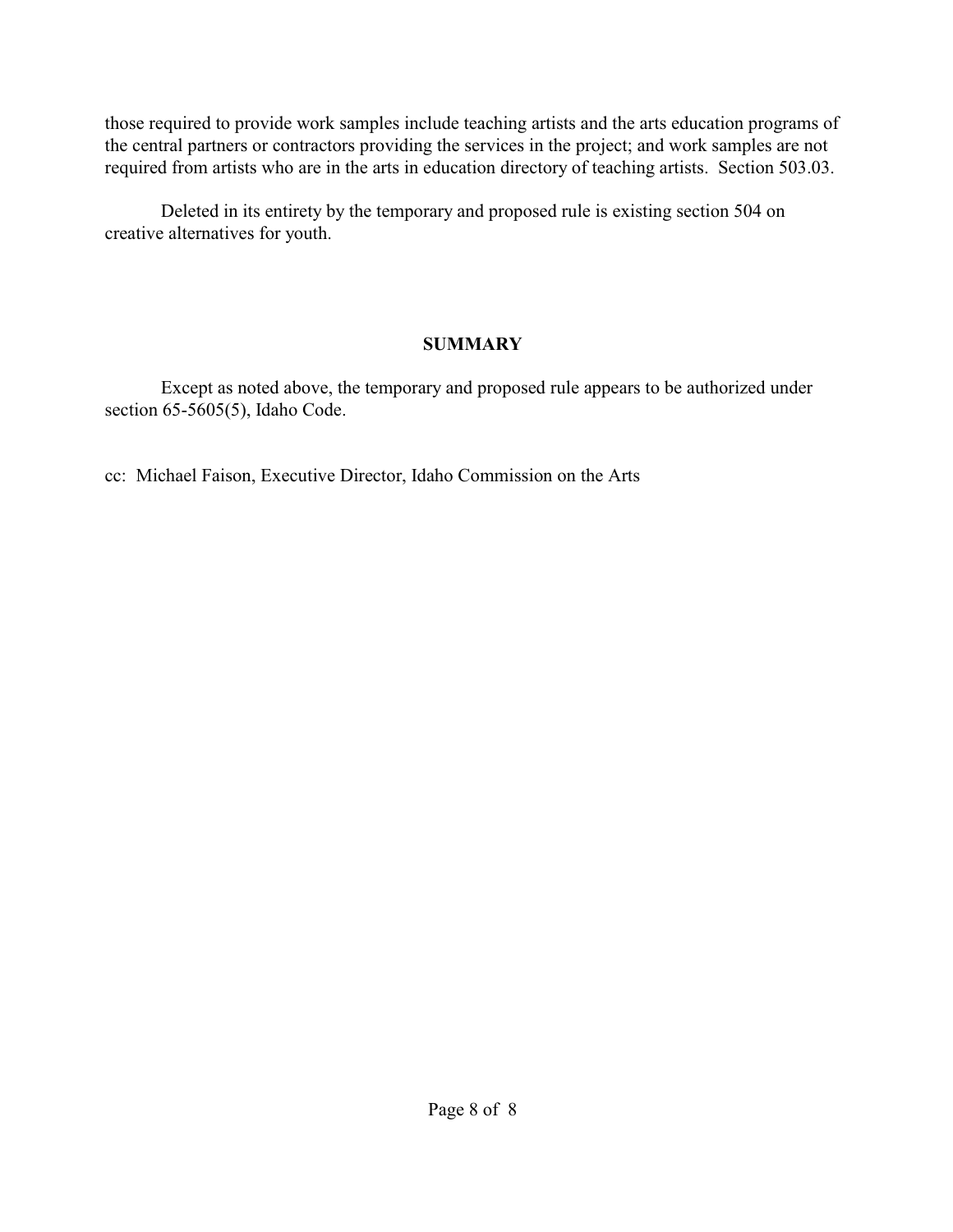those required to provide work samples include teaching artists and the arts education programs of the central partners or contractors providing the services in the project; and work samples are not required from artists who are in the arts in education directory of teaching artists. Section 503.03.

Deleted in its entirety by the temporary and proposed rule is existing section 504 on creative alternatives for youth.

## SUMMARY

Except as noted above, the temporary and proposed rule appears to be authorized under section 65-5605(5), Idaho Code.

cc: Michael Faison, Executive Director, Idaho Commission on the Arts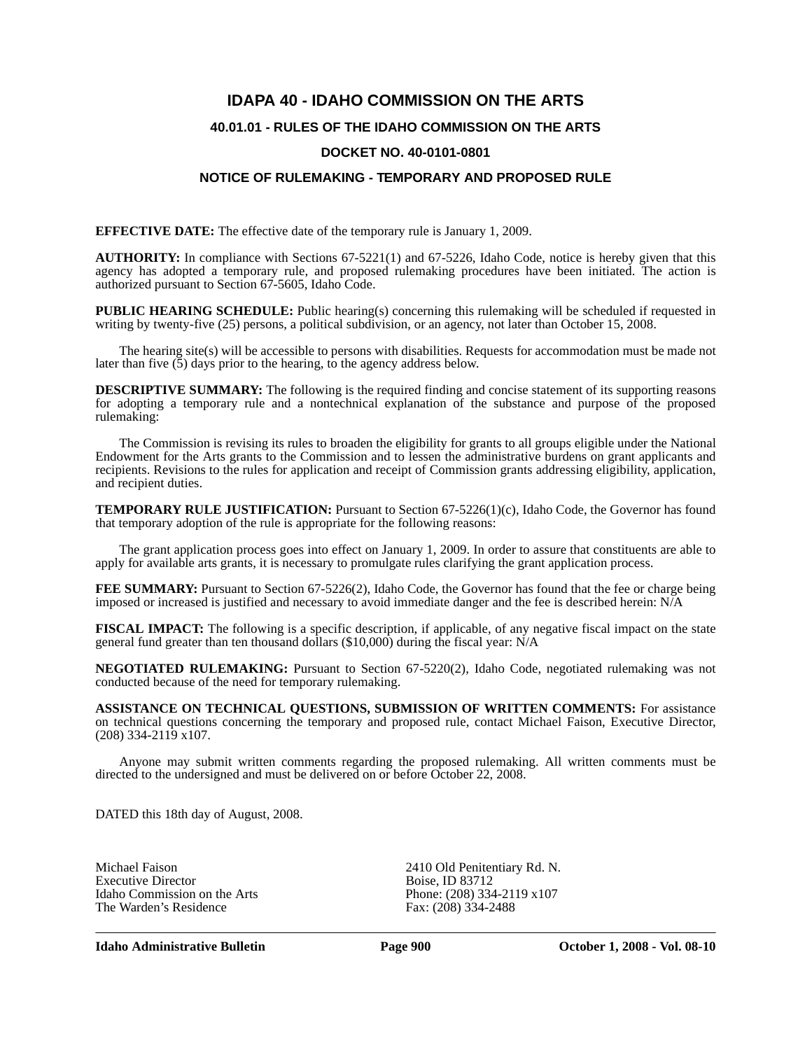# IDAPA 40 - IDAHO COMMISSION ON THE ARTS

## 40.01.01 - RULES OF THE IDAHO COMMISSION ON THE ARTS

## DOCKET NO. 40-0101-0801

## NOTICE OF RULEMAKING - TEMPORARY AND PROPOSED RULE

**EFFECTIVE DATE:** The effective date of the temporary rule is January 1, 2009.

**AUTHORITY:** In compliance with Sections 67-5221(1) and 67-5226, Idaho Code, notice is hereby given that this agency has adopted a temporary rule, and proposed rulemaking procedures have been initiated. The action is authorized pursuant to Section 67-5605, Idaho Code.

**PUBLIC HEARING SCHEDULE:** Public hearing(s) concerning this rulemaking will be scheduled if requested in writing by twenty-five (25) persons, a political subdivision, or an agency, not later than October 15, 2008.

The hearing site(s) will be accessible to persons with disabilities. Requests for accommodation must be made not later than five (5) days prior to the hearing, to the agency address below.

**DESCRIPTIVE SUMMARY:** The following is the required finding and concise statement of its supporting reasons for adopting a temporary rule and a nontechnical explanation of the substance and purpose of the proposed rulemaking:

The Commission is revising its rules to broaden the eligibility for grants to all groups eligible under the National Endowment for the Arts grants to the Commission and to lessen the administrative burdens on grant applicants and recipients. Revisions to the rules for application and receipt of Commission grants addressing eligibility, application, and recipient duties.

**TEMPORARY RULE JUSTIFICATION:** Pursuant to Section 67-5226(1)(c), Idaho Code, the Governor has found that temporary adoption of the rule is appropriate for the following reasons:

The grant application process goes into effect on January 1, 2009. In order to assure that constituents are able to apply for available arts grants, it is necessary to promulgate rules clarifying the grant application process.

**FEE SUMMARY:** Pursuant to Section 67-5226(2), Idaho Code, the Governor has found that the fee or charge being imposed or increased is justified and necessary to avoid immediate danger and the fee is described herein: N/A

**FISCAL IMPACT:** The following is a specific description, if applicable, of any negative fiscal impact on the state general fund greater than ten thousand dollars ($10,000) during the fiscal year: N/A

**NEGOTIATED RULEMAKING:** Pursuant to Section 67-5220(2), Idaho Code, negotiated rulemaking was not conducted because of the need for temporary rulemaking.

**ASSISTANCE ON TECHNICAL QUESTIONS, SUBMISSION OF WRITTEN COMMENTS:** For assistance on technical questions concerning the temporary and proposed rule, contact Michael Faison, Executive Director, (208) 334-2119 x107.

Anyone may submit written comments regarding the proposed rulemaking. All written comments must be directed to the undersigned and must be delivered on or before October 22, 2008.

DATED this 18th day of August, 2008.

Michael Faison
Executive Director
Idaho Commission on the Arts
The Warden's Residence
2410 Old Penitentiary Rd. N.
Boise, ID 83712
Phone: (208) 334-2119 x107
Fax: (208) 334-2488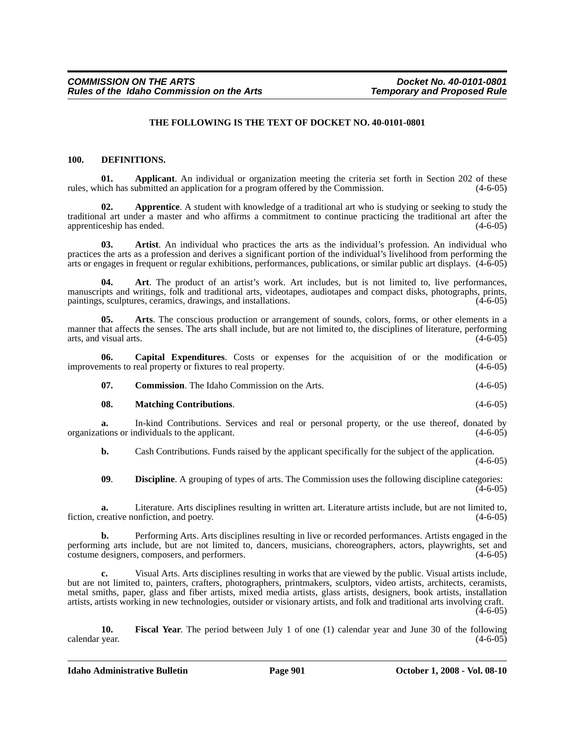**THE FOLLOWING IS THE TEXT OF DOCKET NO. 40-0101-0801**

**100. DEFINITIONS.**

**01. Applicant**. An individual or organization meeting the criteria set forth in Section 202 of these rules, which has submitted an application for a program offered by the Commission. (4-6-05)

**02. Apprentice**. A student with knowledge of a traditional art who is studying or seeking to study the traditional art under a master and who affirms a commitment to continue practicing the traditional art after the apprenticeship has ended. (4-6-05)

**03. Artist**. An individual who practices the arts as the individual's profession. An individual who practices the arts as a profession and derives a significant portion of the individual's livelihood from performing the arts or engages in frequent or regular exhibitions, performances, publications, or similar public art displays. (4-6-05)

**04. Art**. The product of an artist's work. Art includes, but is not limited to, live performances, manuscripts and writings, folk and traditional arts, videotapes, audiotapes and compact disks, photographs, prints, paintings, sculptures, ceramics, drawings, and installations. (4-6-05)

**05. Arts**. The conscious production or arrangement of sounds, colors, forms, or other elements in a manner that affects the senses. The arts shall include, but are not limited to, the disciplines of literature, performing arts, and visual arts. (4-6-05)

**06. Capital Expenditures**. Costs or expenses for the acquisition of or the modification or improvements to real property or fixtures to real property. (4-6-05)

**07. Commission**. The Idaho Commission on the Arts. (4-6-05)

**08. Matching Contributions**. (4-6-05)

**a.** In-kind Contributions. Services and real or personal property, or the use thereof, donated by organizations or individuals to the applicant. (4-6-05)

**b.** Cash Contributions. Funds raised by the applicant specifically for the subject of the application. (4-6-05)

**09**. **Discipline**. A grouping of types of arts. The Commission uses the following discipline categories: (4-6-05)

**a.** Literature. Arts disciplines resulting in written art. Literature artists include, but are not limited to, fiction, creative nonfiction, and poetry. (4-6-05)

**b.** Performing Arts. Arts disciplines resulting in live or recorded performances. Artists engaged in the performing arts include, but are not limited to, dancers, musicians, choreographers, actors, playwrights, set and costume designers, composers, and performers. (4-6-05)

**c.** Visual Arts. Arts disciplines resulting in works that are viewed by the public. Visual artists include, but are not limited to, painters, crafters, photographers, printmakers, sculptors, video artists, architects, ceramists, metal smiths, paper, glass and fiber artists, mixed media artists, glass artists, designers, book artists, installation artists, artists working in new technologies, outsider or visionary artists, and folk and traditional arts involving craft. (4-6-05)

**10. Fiscal Year**. The period between July 1 of one (1) calendar year and June 30 of the following calendar year. (4-6-05)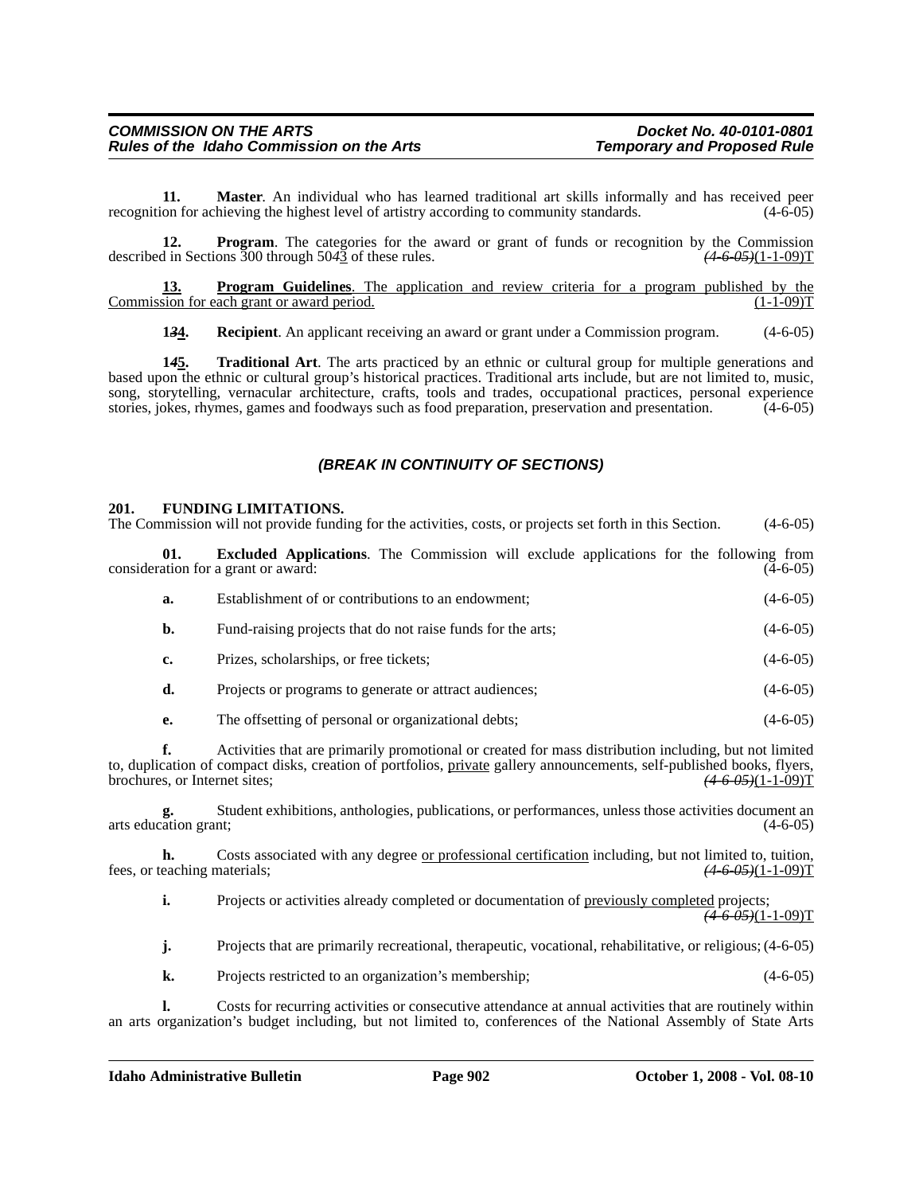**11. Master**. An individual who has learned traditional art skills informally and has received peer recognition for achieving the highest level of artistry according to community standards. (4-6-05)

**12. Program**. The categories for the award or grant of funds or recognition by the Commission described in Sections 300 through 50~~4~~3 of these rules. ~~(4-6-05)~~(1-1-09)T

**13. Program Guidelines**. The application and review criteria for a program published by the Commission for each grant or award period. (1-1-09)T

**1~~3~~4. Recipient**. An applicant receiving an award or grant under a Commission program. (4-6-05)

**1~~4~~5. Traditional Art**. The arts practiced by an ethnic or cultural group for multiple generations and based upon the ethnic or cultural group's historical practices. Traditional arts include, but are not limited to, music, song, storytelling, vernacular architecture, crafts, tools and trades, occupational practices, personal experience stories, jokes, rhymes, games and foodways such as food preparation, preservation and presentation. (4-6-05)

***(BREAK IN CONTINUITY OF SECTIONS)***

## 201. FUNDING LIMITATIONS.

The Commission will not provide funding for the activities, costs, or projects set forth in this Section. (4-6-05)

**01. Excluded Applications**. The Commission will exclude applications for the following from consideration for a grant or award: (4-6-05)

**a.** Establishment of or contributions to an endowment; (4-6-05)

**b.** Fund-raising projects that do not raise funds for the arts; (4-6-05)

**c.** Prizes, scholarships, or free tickets; (4-6-05)

**d.** Projects or programs to generate or attract audiences; (4-6-05)

**e.** The offsetting of personal or organizational debts; (4-6-05)

**f.** Activities that are primarily promotional or created for mass distribution including, but not limited to, duplication of compact disks, creation of portfolios, private gallery announcements, self-published books, flyers, brochures, or Internet sites; ~~(4-6-05)~~(1-1-09)T

**g.** Student exhibitions, anthologies, publications, or performances, unless those activities document an arts education grant; (4-6-05)

**h.** Costs associated with any degree or professional certification including, but not limited to, tuition, fees, or teaching materials; ~~(4-6-05)~~(1-1-09)T

**i.** Projects or activities already completed or documentation of previously completed projects; ~~(4-6-05)~~(1-1-09)T

**j.** Projects that are primarily recreational, therapeutic, vocational, rehabilitative, or religious; (4-6-05)

**k.** Projects restricted to an organization's membership; (4-6-05)

**l.** Costs for recurring activities or consecutive attendance at annual activities that are routinely within an arts organization's budget including, but not limited to, conferences of the National Assembly of State Arts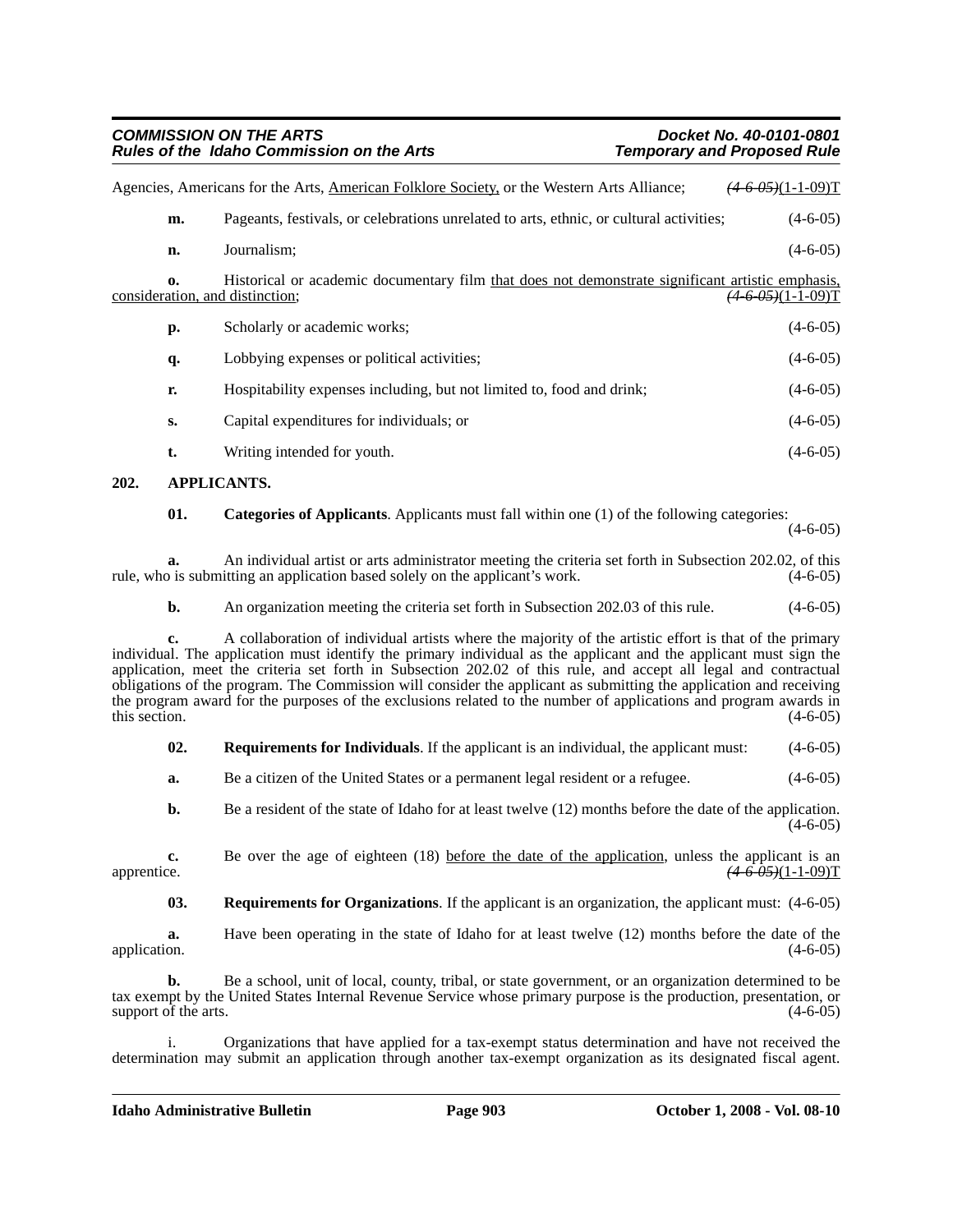Agencies, Americans for the Arts, American Folklore Society, or the Western Arts Alliance; ~~(4-6-05)~~(1-1-09)T

**m.** Pageants, festivals, or celebrations unrelated to arts, ethnic, or cultural activities; (4-6-05)

**n.** Journalism; (4-6-05)

**o.** Historical or academic documentary film that does not demonstrate significant artistic emphasis, consideration, and distinction; ~~(4-6-05)~~(1-1-09)T

**p.** Scholarly or academic works; (4-6-05)

**q.** Lobbying expenses or political activities; (4-6-05)

**r.** Hospitability expenses including, but not limited to, food and drink; (4-6-05)

**s.** Capital expenditures for individuals; or (4-6-05)

**t.** Writing intended for youth. (4-6-05)

## 202. APPLICANTS.

**01. Categories of Applicants**. Applicants must fall within one (1) of the following categories: (4-6-05)

**a.** An individual artist or arts administrator meeting the criteria set forth in Subsection 202.02, of this rule, who is submitting an application based solely on the applicant's work. (4-6-05)

**b.** An organization meeting the criteria set forth in Subsection 202.03 of this rule. (4-6-05)

**c.** A collaboration of individual artists where the majority of the artistic effort is that of the primary individual. The application must identify the primary individual as the applicant and the applicant must sign the application, meet the criteria set forth in Subsection 202.02 of this rule, and accept all legal and contractual obligations of the program. The Commission will consider the applicant as submitting the application and receiving the program award for the purposes of the exclusions related to the number of applications and program awards in this section. (4-6-05)

**02. Requirements for Individuals**. If the applicant is an individual, the applicant must: (4-6-05)

**a.** Be a citizen of the United States or a permanent legal resident or a refugee. (4-6-05)

**b.** Be a resident of the state of Idaho for at least twelve (12) months before the date of the application. (4-6-05)

**c.** Be over the age of eighteen (18) before the date of the application, unless the applicant is an apprentice. ~~(4-6-05)~~(1-1-09)T

**03. Requirements for Organizations**. If the applicant is an organization, the applicant must: (4-6-05)

**a.** Have been operating in the state of Idaho for at least twelve (12) months before the date of the application. (4-6-05)

**b.** Be a school, unit of local, county, tribal, or state government, or an organization determined to be tax exempt by the United States Internal Revenue Service whose primary purpose is the production, presentation, or support of the arts. (4-6-05)

i. Organizations that have applied for a tax-exempt status determination and have not received the determination may submit an application through another tax-exempt organization as its designated fiscal agent.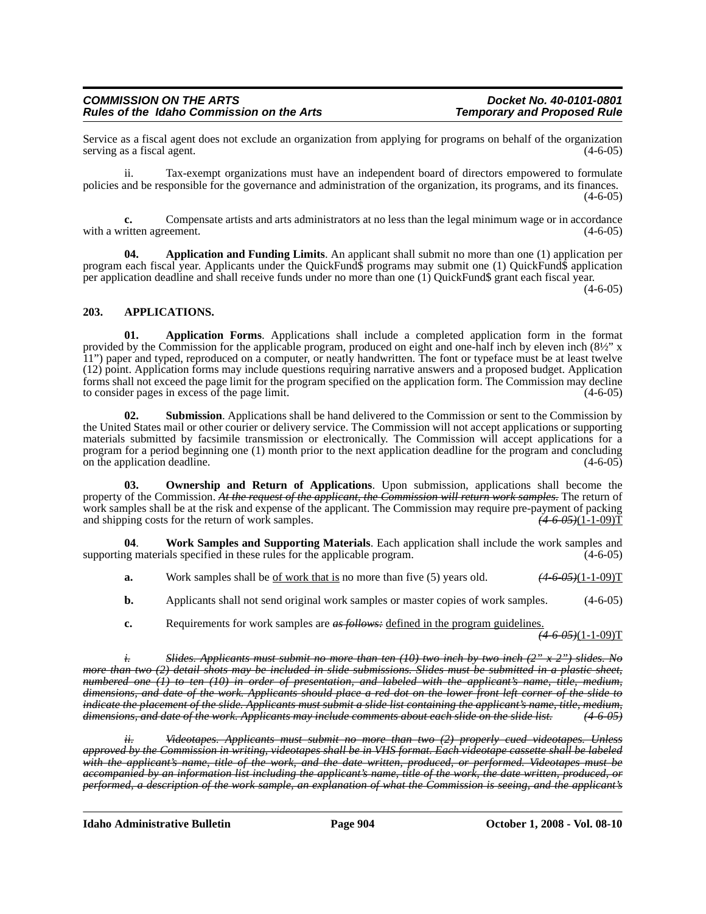Service as a fiscal agent does not exclude an organization from applying for programs on behalf of the organization serving as a fiscal agent. (4-6-05)

ii. Tax-exempt organizations must have an independent board of directors empowered to formulate policies and be responsible for the governance and administration of the organization, its programs, and its finances. (4-6-05)

**c.** Compensate artists and arts administrators at no less than the legal minimum wage or in accordance with a written agreement. (4-6-05)

**04. Application and Funding Limits**. An applicant shall submit no more than one (1) application per program each fiscal year. Applicants under the QuickFund$ programs may submit one (1) QuickFund$ application per application deadline and shall receive funds under no more than one (1) QuickFund$ grant each fiscal year. (4-6-05)

## 203. APPLICATIONS.

**01. Application Forms**. Applications shall include a completed application form in the format provided by the Commission for the applicable program, produced on eight and one-half inch by eleven inch (8½" x 11") paper and typed, reproduced on a computer, or neatly handwritten. The font or typeface must be at least twelve (12) point. Application forms may include questions requiring narrative answers and a proposed budget. Application forms shall not exceed the page limit for the program specified on the application form. The Commission may decline to consider pages in excess of the page limit. (4-6-05)

**02. Submission**. Applications shall be hand delivered to the Commission or sent to the Commission by the United States mail or other courier or delivery service. The Commission will not accept applications or supporting materials submitted by facsimile transmission or electronically. The Commission will accept applications for a program for a period beginning one (1) month prior to the next application deadline for the program and concluding on the application deadline. (4-6-05)

**03. Ownership and Return of Applications**. Upon submission, applications shall become the property of the Commission. ~~*At the request of the applicant, the Commission will return work samples.*~~ The return of work samples shall be at the risk and expense of the applicant. The Commission may require pre-payment of packing and shipping costs for the return of work samples. ~~*(4-6-05)*~~(1-1-09)T

**04. Work Samples and Supporting Materials**. Each application shall include the work samples and supporting materials specified in these rules for the applicable program. (4-6-05)

**a.** Work samples shall be <u>of work that is</u> no more than five (5) years old. ~~*(4-6-05)*~~(1-1-09)T

**b.** Applicants shall not send original work samples or master copies of work samples. (4-6-05)

**c.** Requirements for work samples are ~~*as follows:*~~ <u>defined in the program guidelines.</u> ~~*(4-6-05)*~~(1-1-09)T

~~*i. Slides. Applicants must submit no more than ten (10) two inch by two inch (2" x 2") slides. No more than two (2) detail shots may be included in slide submissions. Slides must be submitted in a plastic sheet, numbered one (1) to ten (10) in order of presentation, and labeled with the applicant's name, title, medium, dimensions, and date of the work. Applicants should place a red dot on the lower front left corner of the slide to indicate the placement of the slide. Applicants must submit a slide list containing the applicant's name, title, medium, dimensions, and date of the work. Applicants may include comments about each slide on the slide list. (4-6-05)*~~

~~*ii. Videotapes. Applicants must submit no more than two (2) properly cued videotapes. Unless approved by the Commission in writing, videotapes shall be in VHS format. Each videotape cassette shall be labeled with the applicant's name, title of the work, and the date written, produced, or performed. Videotapes must be accompanied by an information list including the applicant's name, title of the work, the date written, produced, or performed, a description of the work sample, an explanation of what the Commission is seeing, and the applicant's*~~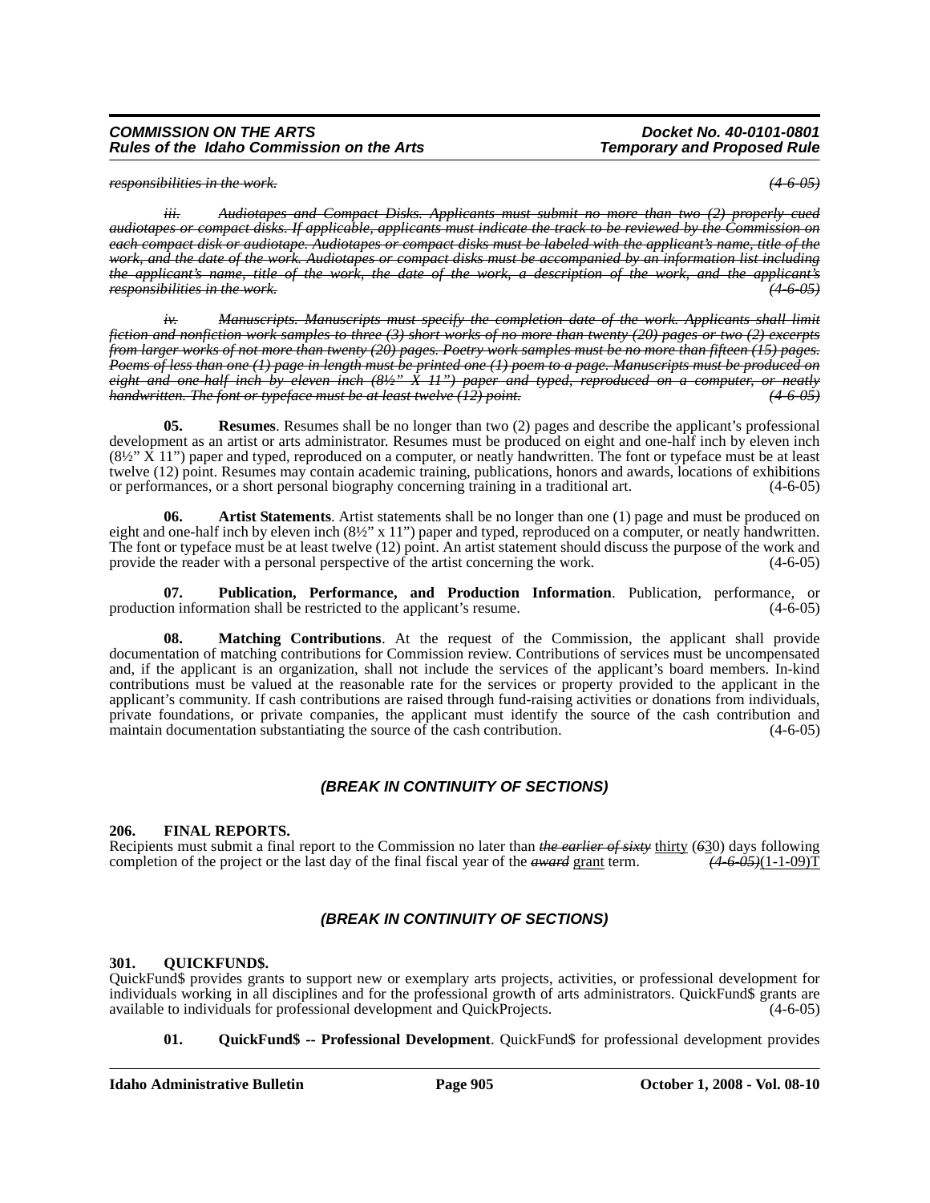*~~responsibilities in the work.~~* *~~(4-6-05)~~*

*~~iii. Audiotapes and Compact Disks. Applicants must submit no more than two (2) properly cued audiotapes or compact disks. If applicable, applicants must indicate the track to be reviewed by the Commission on each compact disk or audiotape. Audiotapes or compact disks must be labeled with the applicant's name, title of the work, and the date of the work. Audiotapes or compact disks must be accompanied by an information list including the applicant's name, title of the work, the date of the work, a description of the work, and the applicant's responsibilities in the work.~~* *~~(4-6-05)~~*

*~~iv. Manuscripts. Manuscripts must specify the completion date of the work. Applicants shall limit fiction and nonfiction work samples to three (3) short works of no more than twenty (20) pages or two (2) excerpts from larger works of not more than twenty (20) pages. Poetry work samples must be no more than fifteen (15) pages. Poems of less than one (1) page in length must be printed one (1) poem to a page. Manuscripts must be produced on eight and one-half inch by eleven inch (8½" X 11") paper and typed, reproduced on a computer, or neatly handwritten. The font or typeface must be at least twelve (12) point.~~* *~~(4-6-05)~~*

**05. Resumes**. Resumes shall be no longer than two (2) pages and describe the applicant's professional development as an artist or arts administrator. Resumes must be produced on eight and one-half inch by eleven inch (8½" X 11") paper and typed, reproduced on a computer, or neatly handwritten. The font or typeface must be at least twelve (12) point. Resumes may contain academic training, publications, honors and awards, locations of exhibitions or performances, or a short personal biography concerning training in a traditional art. (4-6-05)

**06. Artist Statements**. Artist statements shall be no longer than one (1) page and must be produced on eight and one-half inch by eleven inch (8½" x 11") paper and typed, reproduced on a computer, or neatly handwritten. The font or typeface must be at least twelve (12) point. An artist statement should discuss the purpose of the work and provide the reader with a personal perspective of the artist concerning the work. (4-6-05)

**07. Publication, Performance, and Production Information**. Publication, performance, or production information shall be restricted to the applicant's resume. (4-6-05)

**08. Matching Contributions**. At the request of the Commission, the applicant shall provide documentation of matching contributions for Commission review. Contributions of services must be uncompensated and, if the applicant is an organization, shall not include the services of the applicant's board members. In-kind contributions must be valued at the reasonable rate for the services or property provided to the applicant in the applicant's community. If cash contributions are raised through fund-raising activities or donations from individuals, private foundations, or private companies, the applicant must identify the source of the cash contribution and maintain documentation substantiating the source of the cash contribution. (4-6-05)

***(BREAK IN CONTINUITY OF SECTIONS)***

**206. FINAL REPORTS.**

Recipients must submit a final report to the Commission no later than *~~the earlier of sixty~~* thirty (*~~6~~*30) days following completion of the project or the last day of the final fiscal year of the *~~award~~* grant term. *~~(4-6-05)~~*(1-1-09)T

***(BREAK IN CONTINUITY OF SECTIONS)***

**301. QUICKFUND$.**

QuickFund$ provides grants to support new or exemplary arts projects, activities, or professional development for individuals working in all disciplines and for the professional growth of arts administrators. QuickFund$ grants are available to individuals for professional development and QuickProjects. (4-6-05)

**01. QuickFund$ -- Professional Development**. QuickFund$ for professional development provides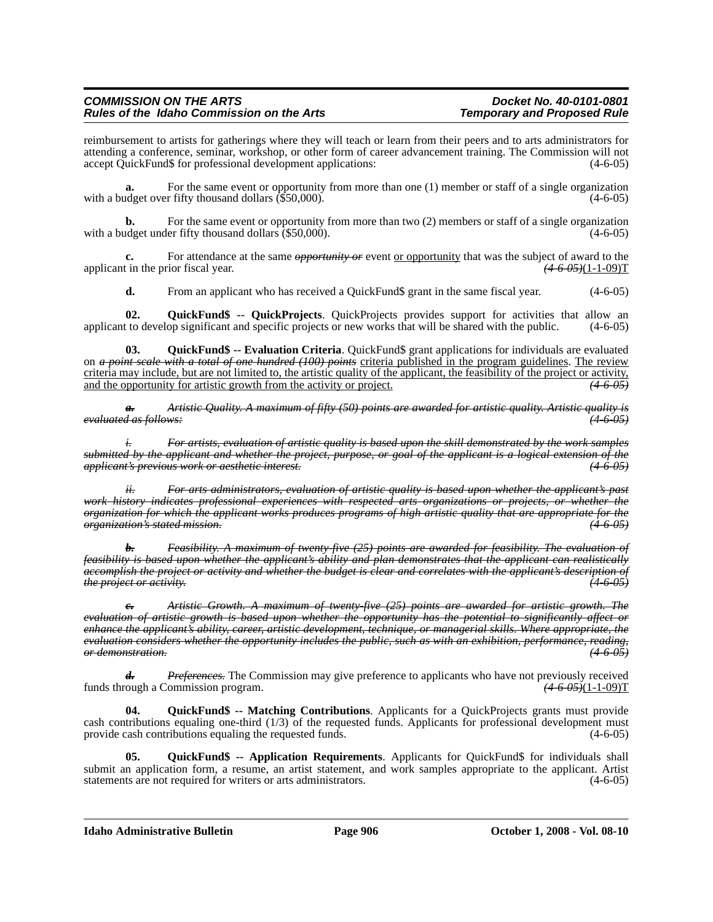reimbursement to artists for gatherings where they will teach or learn from their peers and to arts administrators for attending a conference, seminar, workshop, or other form of career advancement training. The Commission will not accept QuickFund$ for professional development applications: (4-6-05)

**a.** For the same event or opportunity from more than one (1) member or staff of a single organization with a budget over fifty thousand dollars ($50,000). (4-6-05)

**b.** For the same event or opportunity from more than two (2) members or staff of a single organization with a budget under fifty thousand dollars ($50,000). (4-6-05)

**c.** For attendance at the same ~~*opportunity or*~~ event <u>or opportunity</u> that was the subject of award to the applicant in the prior fiscal year. ~~*(4-6-05)*~~<u>(1-1-09)T</u>

**d.** From an applicant who has received a QuickFund$ grant in the same fiscal year. (4-6-05)

**02. QuickFund$ -- QuickProjects**. QuickProjects provides support for activities that allow an applicant to develop significant and specific projects or new works that will be shared with the public. (4-6-05)

**03. QuickFund$ -- Evaluation Criteria**. QuickFund$ grant applications for individuals are evaluated on ~~*a point scale with a total of one hundred (100) points*~~ <u>criteria published in the program guidelines</u>. <u>The review criteria may include, but are not limited to, the artistic quality of the applicant, the feasibility of the project or activity, and the opportunity for artistic growth from the activity or project.</u> ~~*(4-6-05)*~~

~~***a.*** *Artistic Quality. A maximum of fifty (50) points are awarded for artistic quality. Artistic quality is evaluated as follows: (4-6-05)*~~

~~*i. For artists, evaluation of artistic quality is based upon the skill demonstrated by the work samples submitted by the applicant and whether the project, purpose, or goal of the applicant is a logical extension of the applicant's previous work or aesthetic interest. (4-6-05)*~~

~~*ii. For arts administrators, evaluation of artistic quality is based upon whether the applicant's past work history indicates professional experiences with respected arts organizations or projects, or whether the organization for which the applicant works produces programs of high artistic quality that are appropriate for the organization's stated mission. (4-6-05)*~~

~~***b.*** *Feasibility. A maximum of twenty-five (25) points are awarded for feasibility. The evaluation of feasibility is based upon whether the applicant's ability and plan demonstrates that the applicant can realistically accomplish the project or activity and whether the budget is clear and correlates with the applicant's description of the project or activity. (4-6-05)*~~

~~***c.*** *Artistic Growth. A maximum of twenty-five (25) points are awarded for artistic growth. The evaluation of artistic growth is based upon whether the opportunity has the potential to significantly affect or enhance the applicant's ability, career, artistic development, technique, or managerial skills. Where appropriate, the evaluation considers whether the opportunity includes the public, such as with an exhibition, performance, reading, or demonstration. (4-6-05)*~~

~~***d.*** *Preferences.*~~ The Commission may give preference to applicants who have not previously received funds through a Commission program. ~~*(4-6-05)*~~<u>(1-1-09)T</u>

**04. QuickFund$ -- Matching Contributions**. Applicants for a QuickProjects grants must provide cash contributions equaling one-third (1/3) of the requested funds. Applicants for professional development must provide cash contributions equaling the requested funds. (4-6-05)

**05. QuickFund$ -- Application Requirements**. Applicants for QuickFund$ for individuals shall submit an application form, a resume, an artist statement, and work samples appropriate to the applicant. Artist statements are not required for writers or arts administrators. (4-6-05)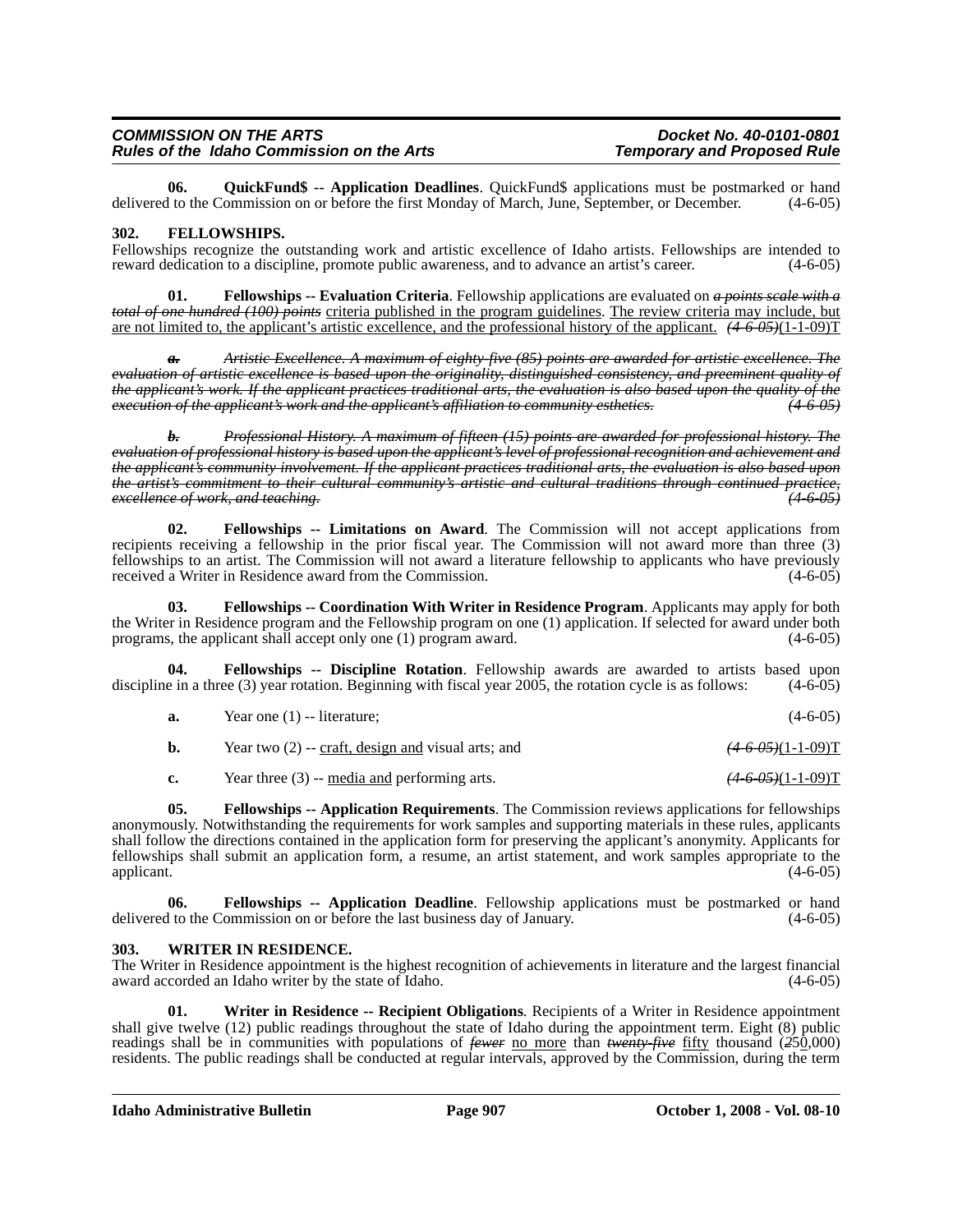**06. QuickFund$ -- Application Deadlines**. QuickFund$ applications must be postmarked or hand delivered to the Commission on or before the first Monday of March, June, September, or December. (4-6-05)

**302. FELLOWSHIPS.**

Fellowships recognize the outstanding work and artistic excellence of Idaho artists. Fellowships are intended to reward dedication to a discipline, promote public awareness, and to advance an artist's career. (4-6-05)

**01. Fellowships -- Evaluation Criteria**. Fellowship applications are evaluated on ~~*a points scale with a total of one hundred (100) points*~~ <u>criteria published in the program guidelines</u>. <u>The review criteria may include, but are not limited to, the applicant's artistic excellence, and the professional history of the applicant.</u> ~~*(4-6-05)*~~(1-1-09)T

~~***a.*** *Artistic Excellence. A maximum of eighty-five (85) points are awarded for artistic excellence. The evaluation of artistic excellence is based upon the originality, distinguished consistency, and preeminent quality of the applicant's work. If the applicant practices traditional arts, the evaluation is also based upon the quality of the execution of the applicant's work and the applicant's affiliation to community esthetics. (4-6-05)*~~

~~***b.*** *Professional History. A maximum of fifteen (15) points are awarded for professional history. The evaluation of professional history is based upon the applicant's level of professional recognition and achievement and the applicant's community involvement. If the applicant practices traditional arts, the evaluation is also based upon the artist's commitment to their cultural community's artistic and cultural traditions through continued practice, excellence of work, and teaching. (4-6-05)*~~

**02. Fellowships -- Limitations on Award**. The Commission will not accept applications from recipients receiving a fellowship in the prior fiscal year. The Commission will not award more than three (3) fellowships to an artist. The Commission will not award a literature fellowship to applicants who have previously received a Writer in Residence award from the Commission. (4-6-05)

**03. Fellowships -- Coordination With Writer in Residence Program**. Applicants may apply for both the Writer in Residence program and the Fellowship program on one (1) application. If selected for award under both programs, the applicant shall accept only one (1) program award. (4-6-05)

**04. Fellowships -- Discipline Rotation**. Fellowship awards are awarded to artists based upon discipline in a three (3) year rotation. Beginning with fiscal year 2005, the rotation cycle is as follows: (4-6-05)

**a.** Year one (1) -- literature; (4-6-05)

**b.** Year two (2) -- <u>craft, design and</u> visual arts; and ~~*(4-6-05)*~~(1-1-09)T

**c.** Year three (3) -- <u>media and</u> performing arts. ~~*(4-6-05)*~~(1-1-09)T

**05. Fellowships -- Application Requirements**. The Commission reviews applications for fellowships anonymously. Notwithstanding the requirements for work samples and supporting materials in these rules, applicants shall follow the directions contained in the application form for preserving the applicant's anonymity. Applicants for fellowships shall submit an application form, a resume, an artist statement, and work samples appropriate to the applicant. (4-6-05)

**06. Fellowships -- Application Deadline**. Fellowship applications must be postmarked or hand delivered to the Commission on or before the last business day of January. (4-6-05)

**303. WRITER IN RESIDENCE.**

The Writer in Residence appointment is the highest recognition of achievements in literature and the largest financial award accorded an Idaho writer by the state of Idaho. (4-6-05)

**01. Writer in Residence -- Recipient Obligations**. Recipients of a Writer in Residence appointment shall give twelve (12) public readings throughout the state of Idaho during the appointment term. Eight (8) public readings shall be in communities with populations of ~~*fewer*~~ <u>no more</u> than ~~*twenty-five*~~ <u>fifty</u> thousand (~~*2*~~5<u>0</u>,000) residents. The public readings shall be conducted at regular intervals, approved by the Commission, during the term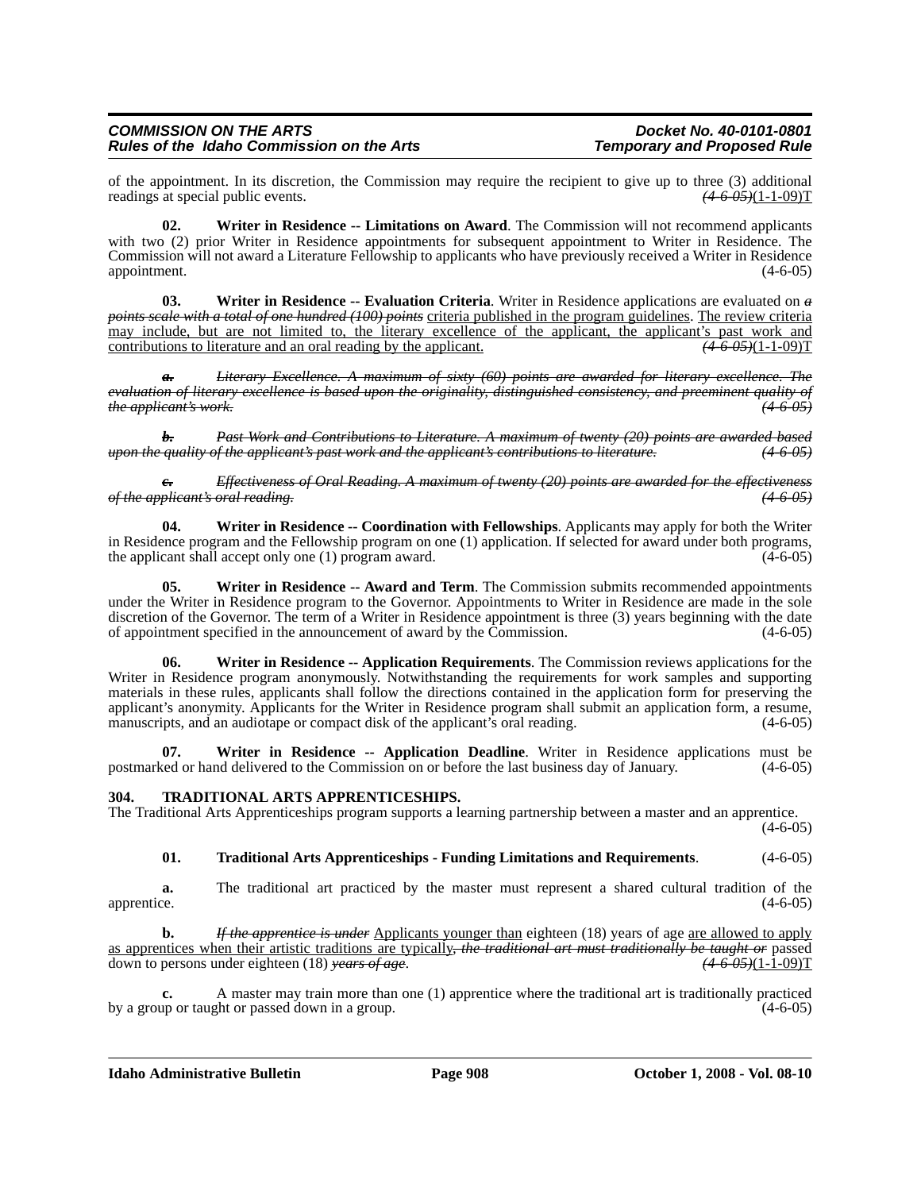of the appointment. In its discretion, the Commission may require the recipient to give up to three (3) additional readings at special public events. ~~(4-6-05)~~(1-1-09)T

**02. Writer in Residence -- Limitations on Award**. The Commission will not recommend applicants with two (2) prior Writer in Residence appointments for subsequent appointment to Writer in Residence. The Commission will not award a Literature Fellowship to applicants who have previously received a Writer in Residence appointment. (4-6-05)

**03. Writer in Residence -- Evaluation Criteria**. Writer in Residence applications are evaluated on ~~*a points scale with a total of one hundred (100) points*~~ criteria published in the program guidelines. The review criteria may include, but are not limited to, the literary excellence of the applicant, the applicant's past work and contributions to literature and an oral reading by the applicant. ~~(4-6-05)~~(1-1-09)T

~~***a.*** *Literary Excellence. A maximum of sixty (60) points are awarded for literary excellence. The evaluation of literary excellence is based upon the originality, distinguished consistency, and preeminent quality of the applicant's work.* (4-6-05)~~

~~***b.*** *Past Work and Contributions to Literature. A maximum of twenty (20) points are awarded based upon the quality of the applicant's past work and the applicant's contributions to literature.* (4-6-05)~~

~~***c.*** *Effectiveness of Oral Reading. A maximum of twenty (20) points are awarded for the effectiveness of the applicant's oral reading.* (4-6-05)~~

**04. Writer in Residence -- Coordination with Fellowships**. Applicants may apply for both the Writer in Residence program and the Fellowship program on one (1) application. If selected for award under both programs, the applicant shall accept only one (1) program award. (4-6-05)

**05. Writer in Residence -- Award and Term**. The Commission submits recommended appointments under the Writer in Residence program to the Governor. Appointments to Writer in Residence are made in the sole discretion of the Governor. The term of a Writer in Residence appointment is three (3) years beginning with the date of appointment specified in the announcement of award by the Commission. (4-6-05)

**06. Writer in Residence -- Application Requirements**. The Commission reviews applications for the Writer in Residence program anonymously. Notwithstanding the requirements for work samples and supporting materials in these rules, applicants shall follow the directions contained in the application form for preserving the applicant's anonymity. Applicants for the Writer in Residence program shall submit an application form, a resume, manuscripts, and an audiotape or compact disk of the applicant's oral reading. (4-6-05)

**07. Writer in Residence -- Application Deadline**. Writer in Residence applications must be postmarked or hand delivered to the Commission on or before the last business day of January. (4-6-05)

**304. TRADITIONAL ARTS APPRENTICESHIPS.**

The Traditional Arts Apprenticeships program supports a learning partnership between a master and an apprentice. (4-6-05)

**01. Traditional Arts Apprenticeships - Funding Limitations and Requirements**. (4-6-05)

**a.** The traditional art practiced by the master must represent a shared cultural tradition of the apprentice. (4-6-05)

**b.** ~~*If the apprentice is under*~~ Applicants younger than eighteen (18) years of age are allowed to apply as apprentices when their artistic traditions are typically~~*, the traditional art must traditionally be taught or*~~ passed down to persons under eighteen (18) ~~*years of age*~~. ~~(4-6-05)~~(1-1-09)T

**c.** A master may train more than one (1) apprentice where the traditional art is traditionally practiced by a group or taught or passed down in a group. (4-6-05)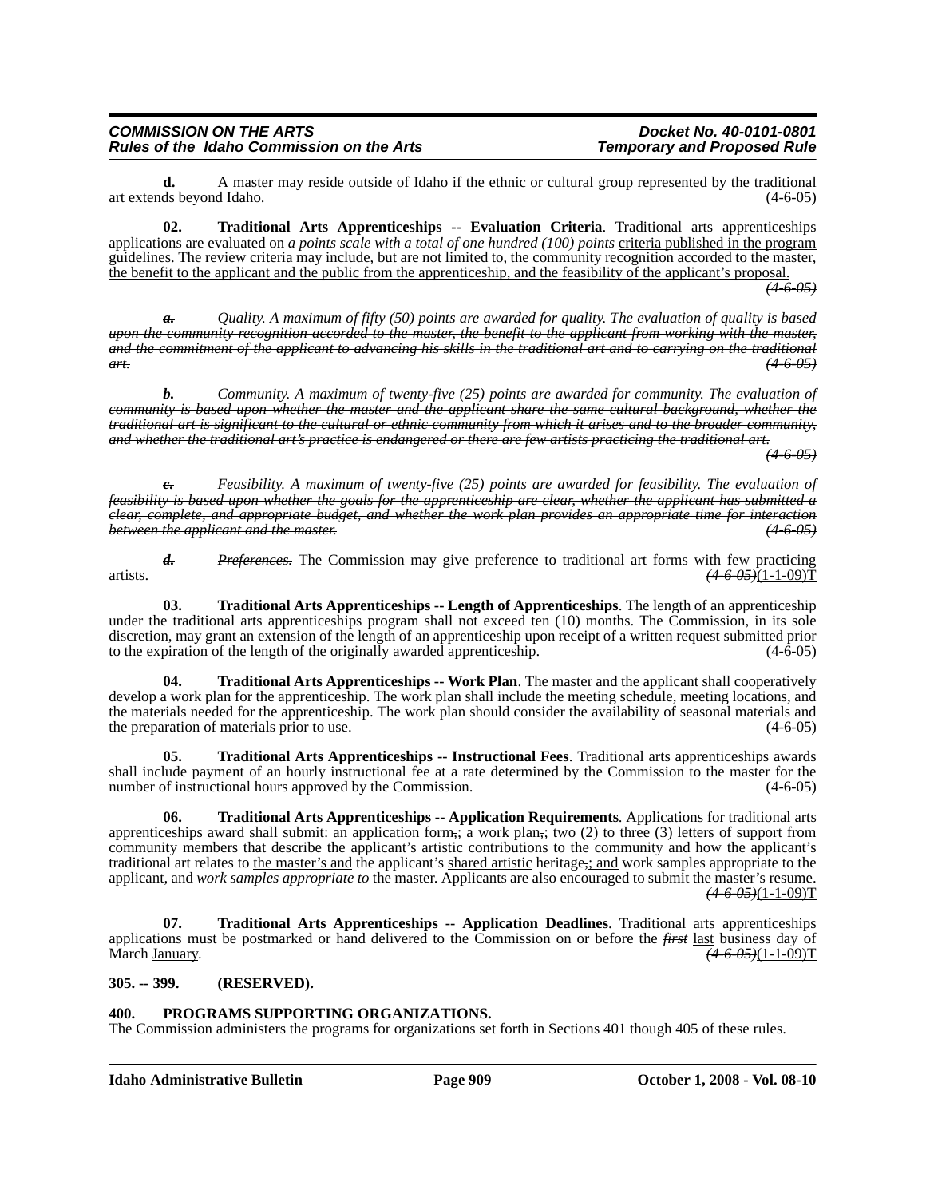**d.** A master may reside outside of Idaho if the ethnic or cultural group represented by the traditional art extends beyond Idaho. (4-6-05)

**02. Traditional Arts Apprenticeships -- Evaluation Criteria**. Traditional arts apprenticeships applications are evaluated on ~~*a points scale with a total of one hundred (100) points*~~ criteria published in the program guidelines. The review criteria may include, but are not limited to, the community recognition accorded to the master, the benefit to the applicant and the public from the apprenticeship, and the feasibility of the applicant's proposal. ~~*(4-6-05)*~~

~~***a.*** *Quality. A maximum of fifty (50) points are awarded for quality. The evaluation of quality is based upon the community recognition accorded to the master, the benefit to the applicant from working with the master, and the commitment of the applicant to advancing his skills in the traditional art and to carrying on the traditional art. (4-6-05)*~~

~~***b.*** *Community. A maximum of twenty-five (25) points are awarded for community. The evaluation of community is based upon whether the master and the applicant share the same cultural background, whether the traditional art is significant to the cultural or ethnic community from which it arises and to the broader community, and whether the traditional art's practice is endangered or there are few artists practicing the traditional art. (4-6-05)*~~

~~***c.*** *Feasibility. A maximum of twenty-five (25) points are awarded for feasibility. The evaluation of feasibility is based upon whether the goals for the apprenticeship are clear, whether the applicant has submitted a clear, complete, and appropriate budget, and whether the work plan provides an appropriate time for interaction between the applicant and the master. (4-6-05)*~~

~~***d.*** *Preferences.*~~ The Commission may give preference to traditional art forms with few practicing artists. ~~*(4-6-05)*~~(1-1-09)T

**03. Traditional Arts Apprenticeships -- Length of Apprenticeships**. The length of an apprenticeship under the traditional arts apprenticeships program shall not exceed ten (10) months. The Commission, in its sole discretion, may grant an extension of the length of an apprenticeship upon receipt of a written request submitted prior to the expiration of the length of the originally awarded apprenticeship. (4-6-05)

**04. Traditional Arts Apprenticeships -- Work Plan**. The master and the applicant shall cooperatively develop a work plan for the apprenticeship. The work plan shall include the meeting schedule, meeting locations, and the materials needed for the apprenticeship. The work plan should consider the availability of seasonal materials and the preparation of materials prior to use. (4-6-05)

**05. Traditional Arts Apprenticeships -- Instructional Fees**. Traditional arts apprenticeships awards shall include payment of an hourly instructional fee at a rate determined by the Commission to the master for the number of instructional hours approved by the Commission. (4-6-05)

**06. Traditional Arts Apprenticeships -- Application Requirements**. Applications for traditional arts apprenticeships award shall submit: an application form~~,~~; a work plan~~,~~; two (2) to three (3) letters of support from community members that describe the applicant's artistic contributions to the community and how the applicant's traditional art relates to the master's and the applicant's shared artistic heritage~~,~~; and work samples appropriate to the applicant~~, and *work samples appropriate to*~~ the master. Applicants are also encouraged to submit the master's resume. ~~*(4-6-05)*~~(1-1-09)T

**07. Traditional Arts Apprenticeships -- Application Deadlines**. Traditional arts apprenticeships applications must be postmarked or hand delivered to the Commission on or before the ~~*first*~~ last business day of March January. ~~*(4-6-05)*~~(1-1-09)T

**305. -- 399. (RESERVED).**

**400. PROGRAMS SUPPORTING ORGANIZATIONS.**

The Commission administers the programs for organizations set forth in Sections 401 though 405 of these rules.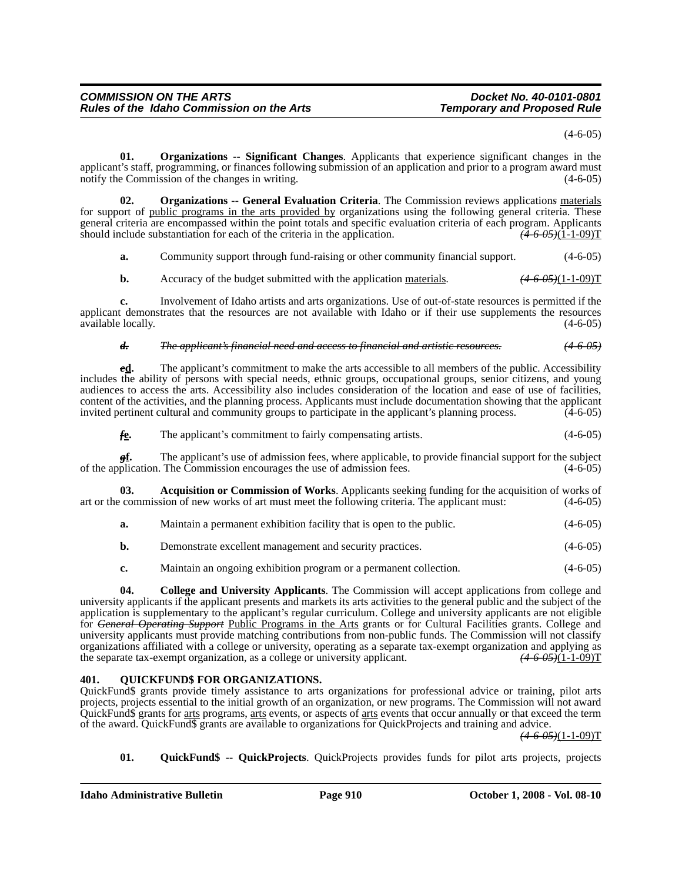(4-6-05)

**01. Organizations -- Significant Changes**. Applicants that experience significant changes in the applicant's staff, programming, or finances following submission of an application and prior to a program award must notify the Commission of the changes in writing. (4-6-05)

**02. Organizations -- General Evaluation Criteria**. The Commission reviews application~~s~~ materials for support of public programs in the arts provided by organizations using the following general criteria. These general criteria are encompassed within the point totals and specific evaluation criteria of each program. Applicants should include substantiation for each of the criteria in the application. ~~(4-6-05)~~(1-1-09)T

**a.** Community support through fund-raising or other community financial support. (4-6-05)

**b.** Accuracy of the budget submitted with the application materials. ~~(4-6-05)~~(1-1-09)T

**c.** Involvement of Idaho artists and arts organizations. Use of out-of-state resources is permitted if the applicant demonstrates that the resources are not available with Idaho or if their use supplements the resources available locally. (4-6-05)

~~*d. The applicant's financial need and access to financial and artistic resources. (4-6-05)*~~

~~**e**~~**d.** The applicant's commitment to make the arts accessible to all members of the public. Accessibility includes the ability of persons with special needs, ethnic groups, occupational groups, senior citizens, and young audiences to access the arts. Accessibility also includes consideration of the location and ease of use of facilities, content of the activities, and the planning process. Applicants must include documentation showing that the applicant invited pertinent cultural and community groups to participate in the applicant's planning process. (4-6-05)

~~**f**~~**e.** The applicant's commitment to fairly compensating artists. (4-6-05)

~~**g**~~**f.** The applicant's use of admission fees, where applicable, to provide financial support for the subject of the application. The Commission encourages the use of admission fees. (4-6-05)

**03. Acquisition or Commission of Works**. Applicants seeking funding for the acquisition of works of art or the commission of new works of art must meet the following criteria. The applicant must: (4-6-05)

**a.** Maintain a permanent exhibition facility that is open to the public. (4-6-05)

**b.** Demonstrate excellent management and security practices. (4-6-05)

**c.** Maintain an ongoing exhibition program or a permanent collection. (4-6-05)

**04. College and University Applicants**. The Commission will accept applications from college and university applicants if the applicant presents and markets its arts activities to the general public and the subject of the application is supplementary to the applicant's regular curriculum. College and university applicants are not eligible for ~~*General Operating Support*~~ Public Programs in the Arts grants or for Cultural Facilities grants. College and university applicants must provide matching contributions from non-public funds. The Commission will not classify organizations affiliated with a college or university, operating as a separate tax-exempt organization and applying as the separate tax-exempt organization, as a college or university applicant. ~~(4-6-05)~~(1-1-09)T

**401. QUICKFUND$ FOR ORGANIZATIONS.**

QuickFund$ grants provide timely assistance to arts organizations for professional advice or training, pilot arts projects, projects essential to the initial growth of an organization, or new programs. The Commission will not award QuickFund$ grants for arts programs, arts events, or aspects of arts events that occur annually or that exceed the term of the award. QuickFund$ grants are available to organizations for QuickProjects and training and advice. ~~(4-6-05)~~(1-1-09)T

**01. QuickFund$ -- QuickProjects**. QuickProjects provides funds for pilot arts projects, projects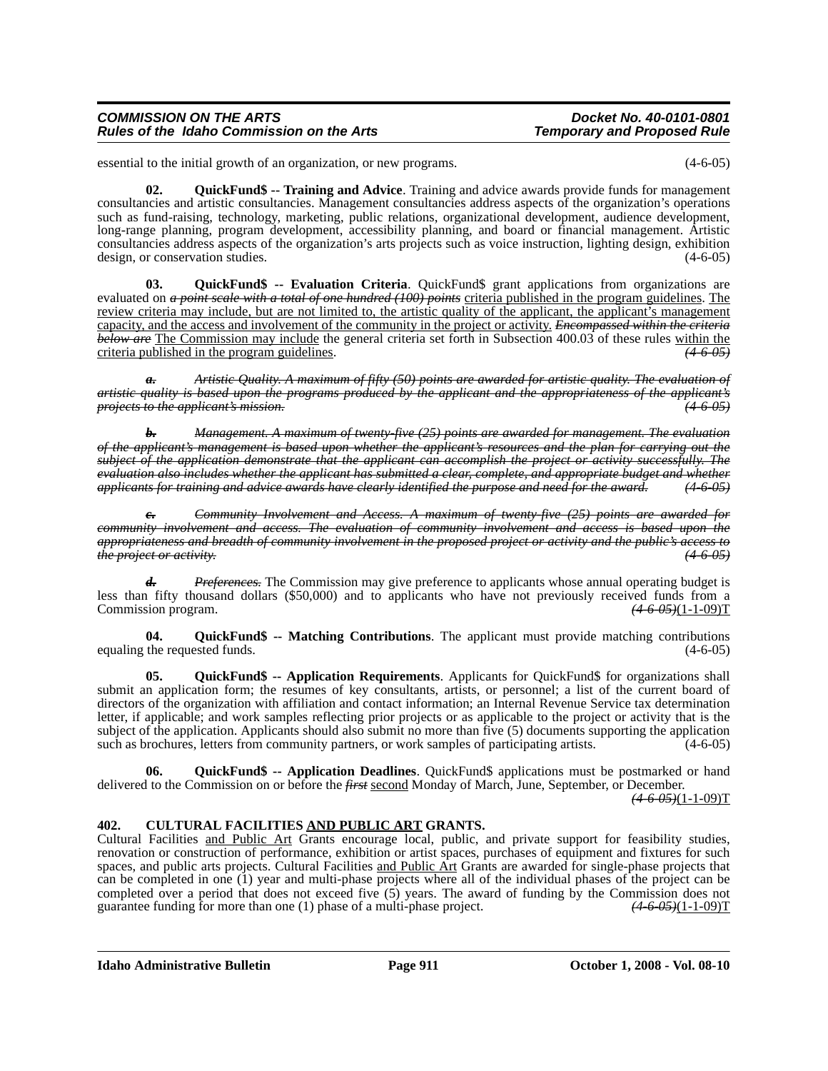essential to the initial growth of an organization, or new programs. (4-6-05)

**02. QuickFund$ -- Training and Advice**. Training and advice awards provide funds for management consultancies and artistic consultancies. Management consultancies address aspects of the organization's operations such as fund-raising, technology, marketing, public relations, organizational development, audience development, long-range planning, program development, accessibility planning, and board or financial management. Artistic consultancies address aspects of the organization's arts projects such as voice instruction, lighting design, exhibition design, or conservation studies. (4-6-05)

**03. QuickFund$ -- Evaluation Criteria**. QuickFund$ grant applications from organizations are evaluated on ~~*a point scale with a total of one hundred (100) points*~~ criteria published in the program guidelines. The review criteria may include, but are not limited to, the artistic quality of the applicant, the applicant's management capacity, and the access and involvement of the community in the project or activity. ~~*Encompassed within the criteria below are*~~ The Commission may include the general criteria set forth in Subsection 400.03 of these rules within the criteria published in the program guidelines. ~~*(4-6-05)*~~

~~***a.*** *Artistic Quality. A maximum of fifty (50) points are awarded for artistic quality. The evaluation of artistic quality is based upon the programs produced by the applicant and the appropriateness of the applicant's projects to the applicant's mission. (4-6-05)*~~

~~***b.*** *Management. A maximum of twenty-five (25) points are awarded for management. The evaluation of the applicant's management is based upon whether the applicant's resources and the plan for carrying out the subject of the application demonstrate that the applicant can accomplish the project or activity successfully. The evaluation also includes whether the applicant has submitted a clear, complete, and appropriate budget and whether applicants for training and advice awards have clearly identified the purpose and need for the award. (4-6-05)*~~

~~***c.*** *Community Involvement and Access. A maximum of twenty-five (25) points are awarded for community involvement and access. The evaluation of community involvement and access is based upon the appropriateness and breadth of community involvement in the proposed project or activity and the public's access to the project or activity. (4-6-05)*~~

~~***d.*** *Preferences.*~~ The Commission may give preference to applicants whose annual operating budget is less than fifty thousand dollars ($50,000) and to applicants who have not previously received funds from a Commission program. ~~*(4-6-05)*~~(1-1-09)T

**04. QuickFund$ -- Matching Contributions**. The applicant must provide matching contributions equaling the requested funds. (4-6-05)

**05. QuickFund$ -- Application Requirements**. Applicants for QuickFund$ for organizations shall submit an application form; the resumes of key consultants, artists, or personnel; a list of the current board of directors of the organization with affiliation and contact information; an Internal Revenue Service tax determination letter, if applicable; and work samples reflecting prior projects or as applicable to the project or activity that is the subject of the application. Applicants should also submit no more than five (5) documents supporting the application such as brochures, letters from community partners, or work samples of participating artists. (4-6-05)

**06. QuickFund$ -- Application Deadlines**. QuickFund$ applications must be postmarked or hand delivered to the Commission on or before the ~~*first*~~ second Monday of March, June, September, or December. ~~*(4-6-05)*~~(1-1-09)T

**402. CULTURAL FACILITIES AND PUBLIC ART GRANTS.**

Cultural Facilities and Public Art Grants encourage local, public, and private support for feasibility studies, renovation or construction of performance, exhibition or artist spaces, purchases of equipment and fixtures for such spaces, and public arts projects. Cultural Facilities and Public Art Grants are awarded for single-phase projects that can be completed in one (1) year and multi-phase projects where all of the individual phases of the project can be completed over a period that does not exceed five (5) years. The award of funding by the Commission does not guarantee funding for more than one (1) phase of a multi-phase project. ~~*(4-6-05)*~~(1-1-09)T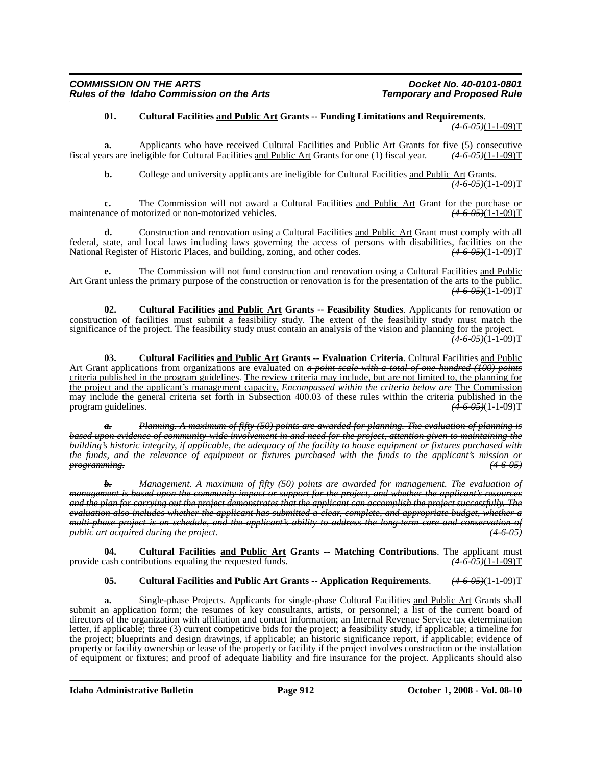**01. Cultural Facilities <u>and Public Art</u> Grants -- Funding Limitations and Requirements**. ~~(4-6-05)~~(1-1-09)T

**a.** Applicants who have received Cultural Facilities <u>and Public Art</u> Grants for five (5) consecutive fiscal years are ineligible for Cultural Facilities <u>and Public Art</u> Grants for one (1) fiscal year. ~~(4-6-05)~~(1-1-09)T

**b.** College and university applicants are ineligible for Cultural Facilities <u>and Public Art</u> Grants. ~~(4-6-05)~~(1-1-09)T

**c.** The Commission will not award a Cultural Facilities <u>and Public Art</u> Grant for the purchase or maintenance of motorized or non-motorized vehicles. ~~(4-6-05)~~(1-1-09)T

**d.** Construction and renovation using a Cultural Facilities <u>and Public Art</u> Grant must comply with all federal, state, and local laws including laws governing the access of persons with disabilities, facilities on the National Register of Historic Places, and building, zoning, and other codes. ~~(4-6-05)~~(1-1-09)T

**e.** The Commission will not fund construction and renovation using a Cultural Facilities <u>and Public Art</u> Grant unless the primary purpose of the construction or renovation is for the presentation of the arts to the public. ~~(4-6-05)~~(1-1-09)T

**02. Cultural Facilities <u>and Public Art</u> Grants -- Feasibility Studies**. Applicants for renovation or construction of facilities must submit a feasibility study. The extent of the feasibility study must match the significance of the project. The feasibility study must contain an analysis of the vision and planning for the project. ~~(4-6-05)~~(1-1-09)T

**03. Cultural Facilities <u>and Public Art</u> Grants -- Evaluation Criteria**. Cultural Facilities <u>and Public Art</u> Grant applications from organizations are evaluated on ~~*a point scale with a total of one hundred (100) points*~~ <u>criteria published in the program guidelines</u>. <u>The review criteria may include, but are not limited to, the planning for the project and the applicant's management capacity.</u> ~~*Encompassed within the criteria below are*~~ <u>The Commission may include</u> the general criteria set forth in Subsection 400.03 of these rules <u>within the criteria published in the program guidelines</u>. ~~(4-6-05)~~(1-1-09)T

~~***a.*** *Planning. A maximum of fifty (50) points are awarded for planning. The evaluation of planning is based upon evidence of community-wide involvement in and need for the project, attention given to maintaining the building's historic integrity, if applicable, the adequacy of the facility to house equipment or fixtures purchased with the funds, and the relevance of equipment or fixtures purchased with the funds to the applicant's mission or programming.* *(4-6-05)*~~

~~***b.*** *Management. A maximum of fifty (50) points are awarded for management. The evaluation of management is based upon the community impact or support for the project, and whether the applicant's resources and the plan for carrying out the project demonstrates that the applicant can accomplish the project successfully. The evaluation also includes whether the applicant has submitted a clear, complete, and appropriate budget, whether a multi-phase project is on schedule, and the applicant's ability to address the long-term care and conservation of public art acquired during the project.* *(4-6-05)*~~

**04. Cultural Facilities <u>and Public Art</u> Grants -- Matching Contributions**. The applicant must provide cash contributions equaling the requested funds. ~~(4-6-05)~~(1-1-09)T

**05. Cultural Facilities <u>and Public Art</u> Grants -- Application Requirements**. ~~(4-6-05)~~(1-1-09)T

**a.** Single-phase Projects. Applicants for single-phase Cultural Facilities <u>and Public Art</u> Grants shall submit an application form; the resumes of key consultants, artists, or personnel; a list of the current board of directors of the organization with affiliation and contact information; an Internal Revenue Service tax determination letter, if applicable; three (3) current competitive bids for the project; a feasibility study, if applicable; a timeline for the project; blueprints and design drawings, if applicable; an historic significance report, if applicable; evidence of property or facility ownership or lease of the property or facility if the project involves construction or the installation of equipment or fixtures; and proof of adequate liability and fire insurance for the project. Applicants should also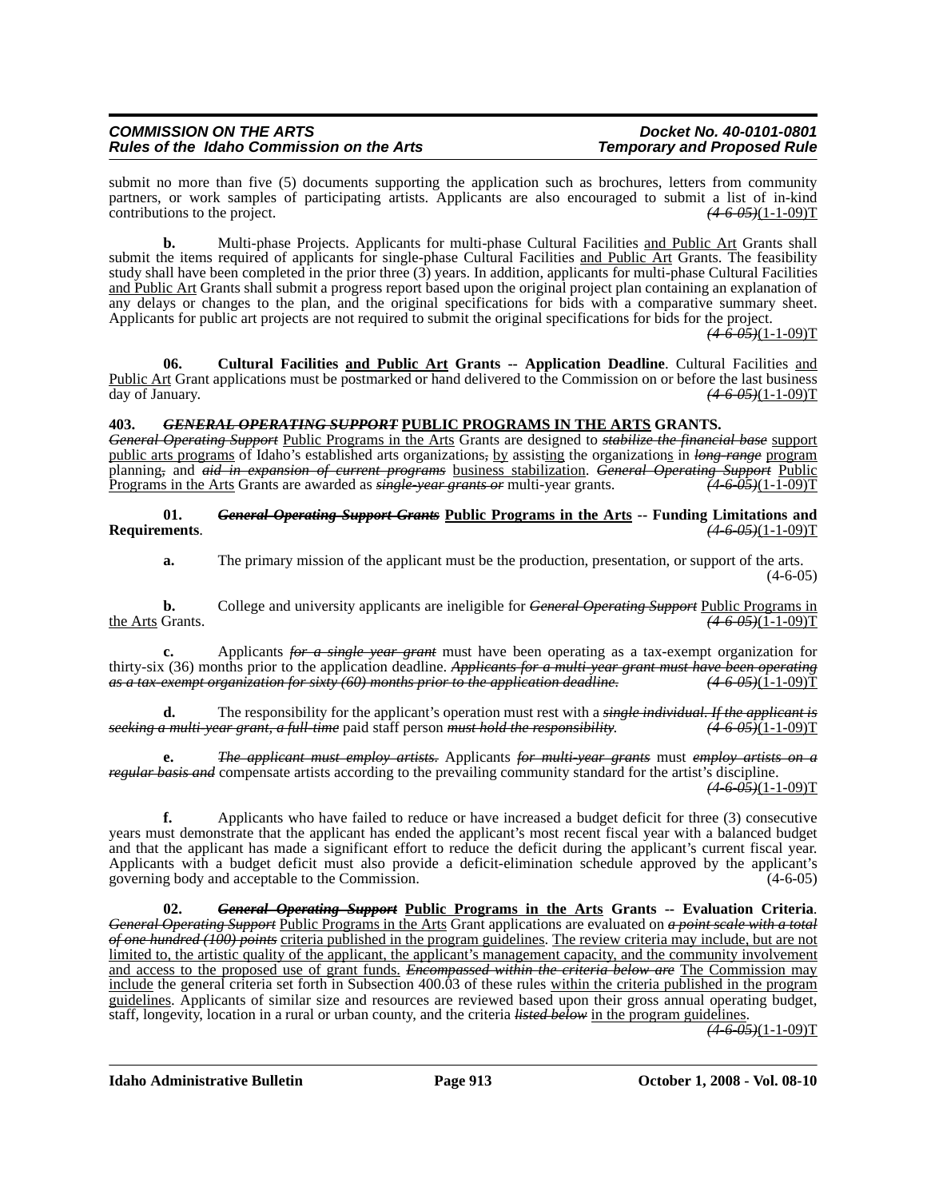submit no more than five (5) documents supporting the application such as brochures, letters from community partners, or work samples of participating artists. Applicants are also encouraged to submit a list of in-kind contributions to the project. ~~*(4-6-05)*~~(1-1-09)T

**b.** Multi-phase Projects. Applicants for multi-phase Cultural Facilities <u>and Public Art</u> Grants shall submit the items required of applicants for single-phase Cultural Facilities <u>and Public Art</u> Grants. The feasibility study shall have been completed in the prior three (3) years. In addition, applicants for multi-phase Cultural Facilities <u>and Public Art</u> Grants shall submit a progress report based upon the original project plan containing an explanation of any delays or changes to the plan, and the original specifications for bids with a comparative summary sheet. Applicants for public art projects are not required to submit the original specifications for bids for the project. ~~*(4-6-05)*~~(1-1-09)T

**06. Cultural Facilities <u>and Public Art</u> Grants -- Application Deadline**. Cultural Facilities <u>and Public Art</u> Grant applications must be postmarked or hand delivered to the Commission on or before the last business day of January. ~~*(4-6-05)*~~(1-1-09)T

**403. ~~*GENERAL OPERATING SUPPORT*~~ <u>PUBLIC PROGRAMS IN THE ARTS</u> GRANTS.**

~~*General Operating Support*~~ <u>Public Programs in the Arts</u> Grants are designed to ~~*stabilize the financial base*~~ <u>support public arts programs</u> of Idaho's established arts organizations~~,~~ <u>by</u> assis<u>ting</u> the organization<u>s</u> in ~~*long-range*~~ <u>program</u> planning~~,~~ and ~~*aid in expansion of current programs*~~ <u>business stabilization</u>. ~~*General Operating Support*~~ <u>Public Programs in the Arts</u> Grants are awarded as ~~*single-year grants or*~~ multi-year grants. ~~*(4-6-05)*~~(1-1-09)T

**01. ~~*General Operating Support Grants*~~ <u>Public Programs in the Arts</u> -- Funding Limitations and Requirements**. ~~*(4-6-05)*~~(1-1-09)T

**a.** The primary mission of the applicant must be the production, presentation, or support of the arts. (4-6-05)

**b.** College and university applicants are ineligible for ~~*General Operating Support*~~ <u>Public Programs in the Arts</u> Grants. ~~*(4-6-05)*~~(1-1-09)T

**c.** Applicants ~~*for a single-year grant*~~ must have been operating as a tax-exempt organization for thirty-six (36) months prior to the application deadline. ~~*Applicants for a multi-year grant must have been operating as a tax-exempt organization for sixty (60) months prior to the application deadline.*~~ ~~*(4-6-05)*~~(1-1-09)T

**d.** The responsibility for the applicant's operation must rest with a ~~*single individual. If the applicant is seeking a multi-year grant, a full-time*~~ paid staff person ~~*must hold the responsibility*~~. ~~*(4-6-05)*~~(1-1-09)T

**e.** ~~*The applicant must employ artists.*~~ Applicants ~~*for multi-year grants*~~ must ~~*employ artists on a regular basis and*~~ compensate artists according to the prevailing community standard for the artist's discipline. ~~*(4-6-05)*~~(1-1-09)T

**f.** Applicants who have failed to reduce or have increased a budget deficit for three (3) consecutive years must demonstrate that the applicant has ended the applicant's most recent fiscal year with a balanced budget and that the applicant has made a significant effort to reduce the deficit during the applicant's current fiscal year. Applicants with a budget deficit must also provide a deficit-elimination schedule approved by the applicant's governing body and acceptable to the Commission. (4-6-05)

**02. ~~*General Operating Support*~~ <u>Public Programs in the Arts</u> Grants -- Evaluation Criteria**. ~~*General Operating Support*~~ <u>Public Programs in the Arts</u> Grant applications are evaluated on ~~*a point scale with a total of one hundred (100) points*~~ <u>criteria published in the program guidelines</u>. <u>The review criteria may include, but are not limited to, the artistic quality of the applicant, the applicant's management capacity, and the community involvement and access to the proposed use of grant funds.</u> ~~*Encompassed within the criteria below are*~~ <u>The Commission may include</u> the general criteria set forth in Subsection 400.03 of these rules <u>within the criteria published in the program guidelines</u>. Applicants of similar size and resources are reviewed based upon their gross annual operating budget, staff, longevity, location in a rural or urban county, and the criteria ~~*listed below*~~ <u>in the program guidelines</u>. ~~*(4-6-05)*~~(1-1-09)T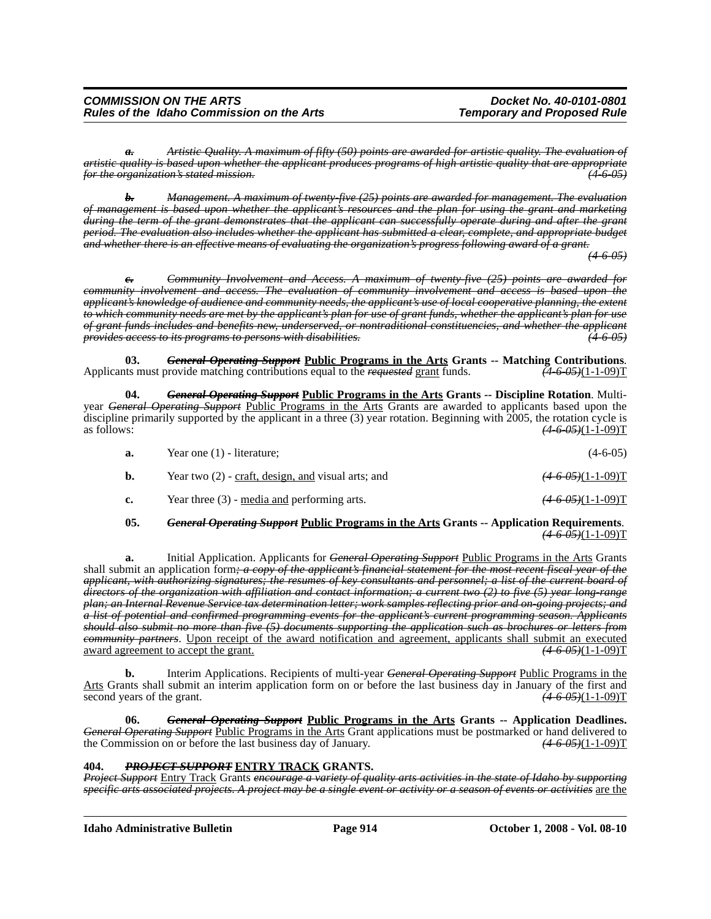~~***a.*** *Artistic Quality. A maximum of fifty (50) points are awarded for artistic quality. The evaluation of artistic quality is based upon whether the applicant produces programs of high artistic quality that are appropriate for the organization's stated mission.* (4-6-05)~~

~~***b.*** *Management. A maximum of twenty-five (25) points are awarded for management. The evaluation of management is based upon whether the applicant's resources and the plan for using the grant and marketing during the term of the grant demonstrates that the applicant can successfully operate during and after the grant period. The evaluation also includes whether the applicant has submitted a clear, complete, and appropriate budget and whether there is an effective means of evaluating the organization's progress following award of a grant.* (4-6-05)~~

~~***c.*** *Community Involvement and Access. A maximum of twenty-five (25) points are awarded for community involvement and access. The evaluation of community involvement and access is based upon the applicant's knowledge of audience and community needs, the applicant's use of local cooperative planning, the extent to which community needs are met by the applicant's plan for use of grant funds, whether the applicant's plan for use of grant funds includes and benefits new, underserved, or nontraditional constituencies, and whether the applicant provides access to its programs to persons with disabilities.* (4-6-05)~~

**03.** ~~***General Operating Support***~~ **<u>Public Programs in the Arts</u> Grants -- Matching Contributions**. Applicants must provide matching contributions equal to the ~~*requested*~~ <u>grant</u> funds. ~~*(4-6-05)*~~<u>(1-1-09)T</u>

**04.** ~~***General Operating Support***~~ **<u>Public Programs in the Arts</u> Grants -- Discipline Rotation**. Multi-year ~~*General Operating Support*~~ <u>Public Programs in the Arts</u> Grants are awarded to applicants based upon the discipline primarily supported by the applicant in a three (3) year rotation. Beginning with 2005, the rotation cycle is as follows: ~~*(4-6-05)*~~<u>(1-1-09)T</u>

**a.** Year one (1) - literature; (4-6-05)

**b.** Year two (2) - <u>craft, design, and</u> visual arts; and ~~*(4-6-05)*~~<u>(1-1-09)T</u>

**c.** Year three (3) - <u>media and</u> performing arts. ~~*(4-6-05)*~~<u>(1-1-09)T</u>

**05.** ~~***General Operating Support***~~ **<u>Public Programs in the Arts</u> Grants -- Application Requirements**. ~~*(4-6-05)*~~<u>(1-1-09)T</u>

**a.** Initial Application. Applicants for ~~*General Operating Support*~~ <u>Public Programs in the Arts</u> Grants shall submit an application form~~*; a copy of the applicant's financial statement for the most recent fiscal year of the applicant, with authorizing signatures; the resumes of key consultants and personnel; a list of the current board of directors of the organization with affiliation and contact information; a current two (2) to five (5) year long-range plan; an Internal Revenue Service tax determination letter; work samples reflecting prior and on-going projects; and a list of potential and confirmed programming events for the applicant's current programming season. Applicants should also submit no more than five (5) documents supporting the application such as brochures or letters from community partners*~~. <u>Upon receipt of the award notification and agreement, applicants shall submit an executed award agreement to accept the grant.</u> ~~*(4-6-05)*~~<u>(1-1-09)T</u>

**b.** Interim Applications. Recipients of multi-year ~~*General Operating Support*~~ <u>Public Programs in the Arts</u> Grants shall submit an interim application form on or before the last business day in January of the first and second years of the grant. ~~*(4-6-05)*~~<u>(1-1-09)T</u>

**06.** ~~***General Operating Support***~~ **<u>Public Programs in the Arts</u> Grants -- Application Deadlines.** ~~*General Operating Support*~~ <u>Public Programs in the Arts</u> Grant applications must be postmarked or hand delivered to the Commission on or before the last business day of January. ~~*(4-6-05)*~~<u>(1-1-09)T</u>

**404.** ~~***PROJECT SUPPORT***~~ **<u>ENTRY TRACK</u> GRANTS.**

~~*Project Support*~~ <u>Entry Track</u> Grants ~~*encourage a variety of quality arts activities in the state of Idaho by supporting specific arts associated projects. A project may be a single event or activity or a season of events or activities*~~ <u>are the</u>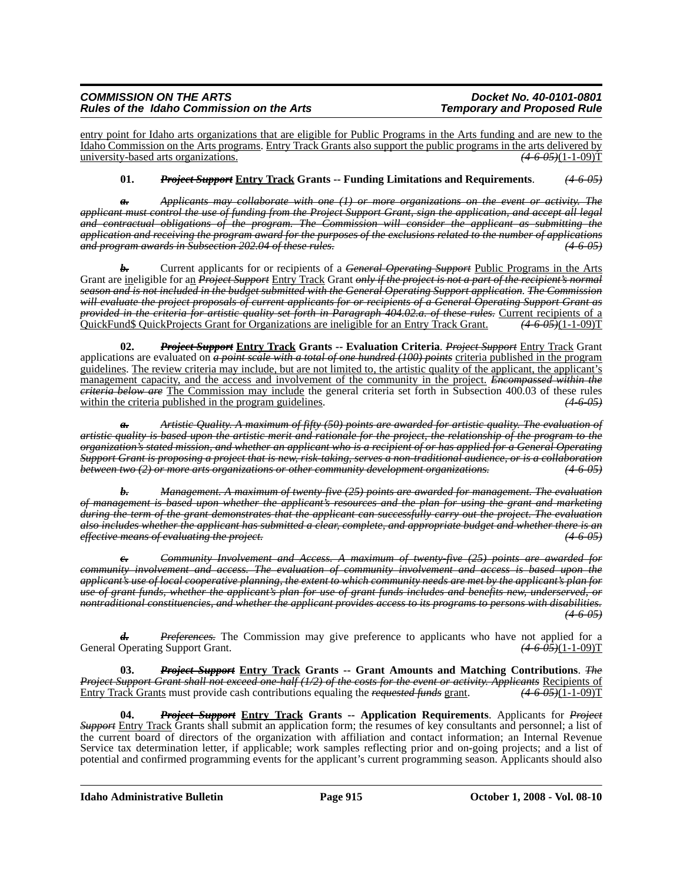entry point for Idaho arts organizations that are eligible for Public Programs in the Arts funding and are new to the Idaho Commission on the Arts programs. Entry Track Grants also support the public programs in the arts delivered by university-based arts organizations. ~~(4-6-05)~~(1-1-09)T

**01. ~~Project Support~~ Entry Track Grants -- Funding Limitations and Requirements**. ~~(4-6-05)~~

~~*a. Applicants may collaborate with one (1) or more organizations on the event or activity. The applicant must control the use of funding from the Project Support Grant, sign the application, and accept all legal and contractual obligations of the program. The Commission will consider the applicant as submitting the application and receiving the program award for the purposes of the exclusions related to the number of applications and program awards in Subsection 202.04 of these rules. (4-6-05)*~~

~~*b.*~~ Current applicants for or recipients of a ~~*General Operating Support*~~ Public Programs in the Arts Grant are ineligible for an ~~*Project Support*~~ Entry Track Grant ~~*only if the project is not a part of the recipient's normal season and is not included in the budget submitted with the General Operating Support application. The Commission will evaluate the project proposals of current applicants for or recipients of a General Operating Support Grant as provided in the criteria for artistic quality set forth in Paragraph 404.02.a. of these rules.*~~ Current recipients of a QuickFund$ QuickProjects Grant for Organizations are ineligible for an Entry Track Grant. ~~(4-6-05)~~(1-1-09)T

**02. ~~Project Support~~ Entry Track Grants -- Evaluation Criteria**. ~~*Project Support*~~ Entry Track Grant applications are evaluated on ~~*a point scale with a total of one hundred (100) points*~~ criteria published in the program guidelines. The review criteria may include, but are not limited to, the artistic quality of the applicant, the applicant's management capacity, and the access and involvement of the community in the project. ~~*Encompassed within the criteria below are*~~ The Commission may include the general criteria set forth in Subsection 400.03 of these rules within the criteria published in the program guidelines. ~~(4-6-05)~~

~~*a. Artistic Quality. A maximum of fifty (50) points are awarded for artistic quality. The evaluation of artistic quality is based upon the artistic merit and rationale for the project, the relationship of the program to the organization's stated mission, and whether an applicant who is a recipient of or has applied for a General Operating Support Grant is proposing a project that is new, risk-taking, serves a non-traditional audience, or is a collaboration between two (2) or more arts organizations or other community development organizations. (4-6-05)*~~

~~*b. Management. A maximum of twenty-five (25) points are awarded for management. The evaluation of management is based upon whether the applicant's resources and the plan for using the grant and marketing during the term of the grant demonstrates that the applicant can successfully carry out the project. The evaluation also includes whether the applicant has submitted a clear, complete, and appropriate budget and whether there is an effective means of evaluating the project. (4-6-05)*~~

~~*c. Community Involvement and Access. A maximum of twenty-five (25) points are awarded for community involvement and access. The evaluation of community involvement and access is based upon the applicant's use of local cooperative planning, the extent to which community needs are met by the applicant's plan for use of grant funds, whether the applicant's plan for use of grant funds includes and benefits new, underserved, or nontraditional constituencies, and whether the applicant provides access to its programs to persons with disabilities. (4-6-05)*~~

~~*d. Preferences.*~~ The Commission may give preference to applicants who have not applied for a General Operating Support Grant. ~~(4-6-05)~~(1-1-09)T

**03. ~~Project Support~~ Entry Track Grants -- Grant Amounts and Matching Contributions**. ~~*The Project Support Grant shall not exceed one-half (1/2) of the costs for the event or activity. Applicants*~~ Recipients of Entry Track Grants must provide cash contributions equaling the ~~*requested funds*~~ grant. ~~(4-6-05)~~(1-1-09)T

**04. ~~Project Support~~ Entry Track Grants -- Application Requirements**. Applicants for ~~*Project Support*~~ Entry Track Grants shall submit an application form; the resumes of key consultants and personnel; a list of the current board of directors of the organization with affiliation and contact information; an Internal Revenue Service tax determination letter, if applicable; work samples reflecting prior and on-going projects; and a list of potential and confirmed programming events for the applicant's current programming season. Applicants should also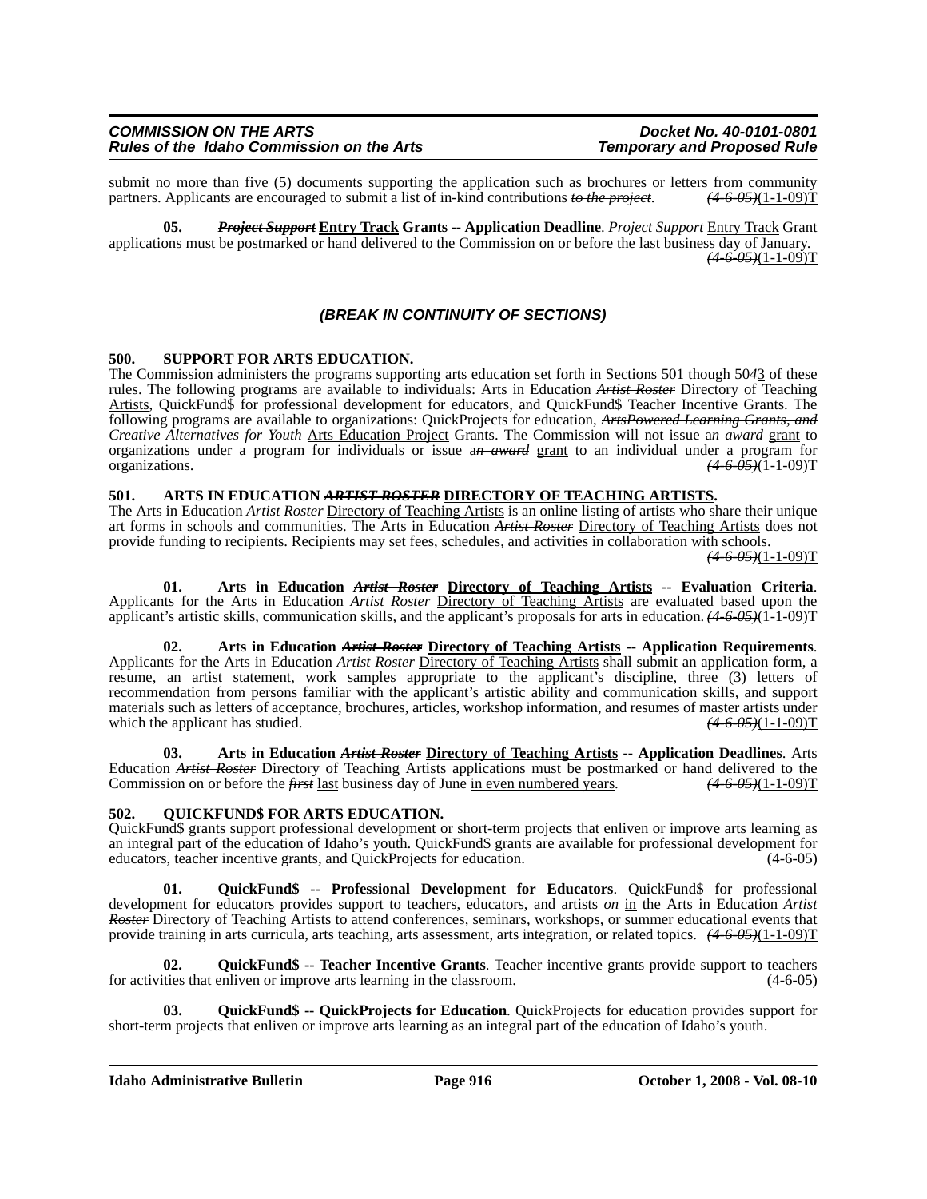submit no more than five (5) documents supporting the application such as brochures or letters from community partners. Applicants are encouraged to submit a list of in-kind contributions ~~*to the project*~~. ~~*(4-6-05)*~~(1-1-09)T

**05. ~~*Project Support*~~ Entry Track Grants -- Application Deadline**. ~~*Project Support*~~ Entry Track Grant applications must be postmarked or hand delivered to the Commission on or before the last business day of January. ~~*(4-6-05)*~~(1-1-09)T

***(BREAK IN CONTINUITY OF SECTIONS)***

**500. SUPPORT FOR ARTS EDUCATION.**

The Commission administers the programs supporting arts education set forth in Sections 501 though 50~~*4*~~3 of these rules. The following programs are available to individuals: Arts in Education ~~*Artist Roster*~~ Directory of Teaching Artists, QuickFund$ for professional development for educators, and QuickFund$ Teacher Incentive Grants. The following programs are available to organizations: QuickProjects for education, ~~*ArtsPowered Learning Grants, and Creative Alternatives for Youth*~~ Arts Education Project Grants. The Commission will not issue a~~*n award*~~ grant to organizations under a program for individuals or issue a~~*n award*~~ grant to an individual under a program for organizations. ~~*(4-6-05)*~~(1-1-09)T

**501. ARTS IN EDUCATION ~~*ARTIST ROSTER*~~ DIRECTORY OF TEACHING ARTISTS.**

The Arts in Education ~~*Artist Roster*~~ Directory of Teaching Artists is an online listing of artists who share their unique art forms in schools and communities. The Arts in Education ~~*Artist Roster*~~ Directory of Teaching Artists does not provide funding to recipients. Recipients may set fees, schedules, and activities in collaboration with schools. ~~*(4-6-05)*~~(1-1-09)T

**01. Arts in Education ~~*Artist Roster*~~ Directory of Teaching Artists -- Evaluation Criteria**. Applicants for the Arts in Education ~~*Artist Roster*~~ Directory of Teaching Artists are evaluated based upon the applicant's artistic skills, communication skills, and the applicant's proposals for arts in education. ~~*(4-6-05)*~~(1-1-09)T

**02. Arts in Education ~~*Artist Roster*~~ Directory of Teaching Artists -- Application Requirements**. Applicants for the Arts in Education ~~*Artist Roster*~~ Directory of Teaching Artists shall submit an application form, a resume, an artist statement, work samples appropriate to the applicant's discipline, three (3) letters of recommendation from persons familiar with the applicant's artistic ability and communication skills, and support materials such as letters of acceptance, brochures, articles, workshop information, and resumes of master artists under which the applicant has studied. ~~*(4-6-05)*~~(1-1-09)T

**03. Arts in Education ~~*Artist Roster*~~ Directory of Teaching Artists -- Application Deadlines**. Arts Education ~~*Artist Roster*~~ Directory of Teaching Artists applications must be postmarked or hand delivered to the Commission on or before the ~~*first*~~ last business day of June in even numbered years. ~~*(4-6-05)*~~(1-1-09)T

**502. QUICKFUND$ FOR ARTS EDUCATION.**

QuickFund$ grants support professional development or short-term projects that enliven or improve arts learning as an integral part of the education of Idaho's youth. QuickFund$ grants are available for professional development for educators, teacher incentive grants, and QuickProjects for education. (4-6-05)

**01. QuickFund$ -- Professional Development for Educators**. QuickFund$ for professional development for educators provides support to teachers, educators, and artists ~~*on*~~ in the Arts in Education ~~*Artist Roster*~~ Directory of Teaching Artists to attend conferences, seminars, workshops, or summer educational events that provide training in arts curricula, arts teaching, arts assessment, arts integration, or related topics. ~~*(4-6-05)*~~(1-1-09)T

**02. QuickFund$ -- Teacher Incentive Grants**. Teacher incentive grants provide support to teachers for activities that enliven or improve arts learning in the classroom. (4-6-05)

**03. QuickFund$ -- QuickProjects for Education**. QuickProjects for education provides support for short-term projects that enliven or improve arts learning as an integral part of the education of Idaho's youth.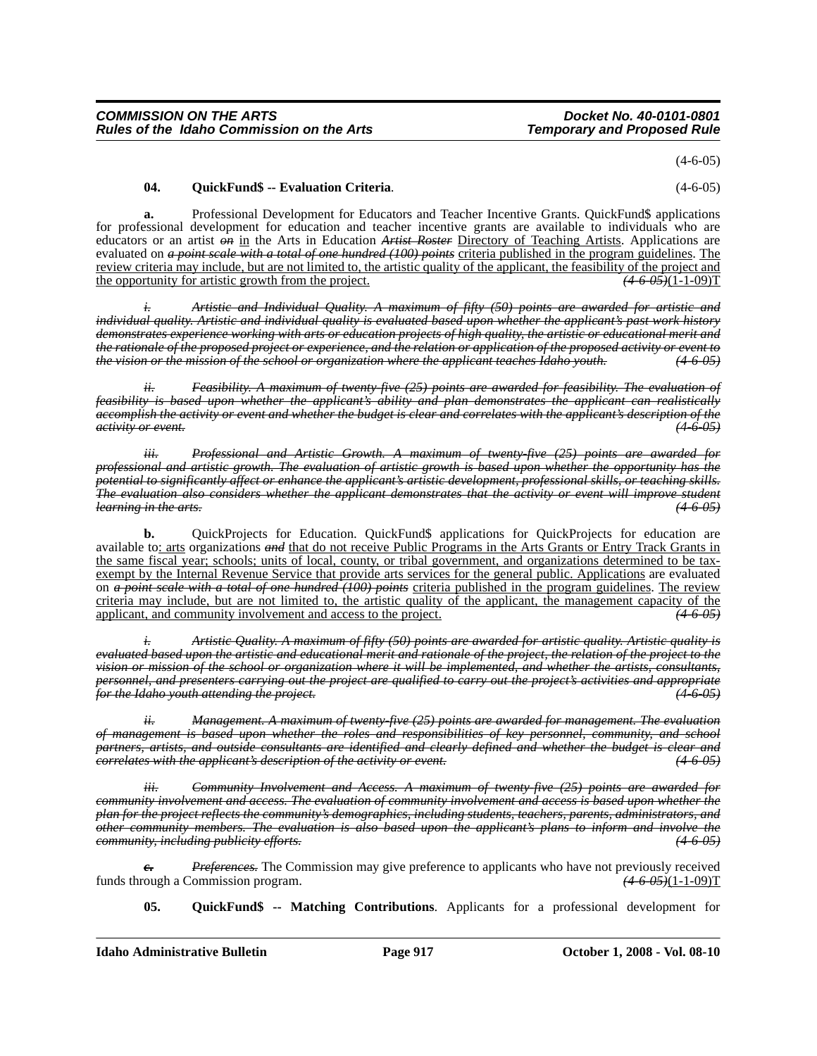(4-6-05)

**04. QuickFund$ -- Evaluation Criteria**. (4-6-05)

**a.** Professional Development for Educators and Teacher Incentive Grants. QuickFund$ applications for professional development for education and teacher incentive grants are available to individuals who are educators or an artist ~~*on*~~ in the Arts in Education ~~*Artist Roster*~~ Directory of Teaching Artists. Applications are evaluated on ~~*a point scale with a total of one hundred (100) points*~~ criteria published in the program guidelines. The review criteria may include, but are not limited to, the artistic quality of the applicant, the feasibility of the project and the opportunity for artistic growth from the project. ~~*(4-6-05)*~~(1-1-09)T

~~*i. Artistic and Individual Quality. A maximum of fifty (50) points are awarded for artistic and individual quality. Artistic and individual quality is evaluated based upon whether the applicant's past work history demonstrates experience working with arts or education projects of high quality, the artistic or educational merit and the rationale of the proposed project or experience, and the relation or application of the proposed activity or event to the vision or the mission of the school or organization where the applicant teaches Idaho youth. (4-6-05)*~~

~~*ii. Feasibility. A maximum of twenty-five (25) points are awarded for feasibility. The evaluation of feasibility is based upon whether the applicant's ability and plan demonstrates the applicant can realistically accomplish the activity or event and whether the budget is clear and correlates with the applicant's description of the activity or event. (4-6-05)*~~

~~*iii. Professional and Artistic Growth. A maximum of twenty-five (25) points are awarded for professional and artistic growth. The evaluation of artistic growth is based upon whether the opportunity has the potential to significantly affect or enhance the applicant's artistic development, professional skills, or teaching skills. The evaluation also considers whether the applicant demonstrates that the activity or event will improve student learning in the arts. (4-6-05)*~~

**b.** QuickProjects for Education. QuickFund$ applications for QuickProjects for education are available to: arts organizations ~~*and*~~ that do not receive Public Programs in the Arts Grants or Entry Track Grants in the same fiscal year; schools; units of local, county, or tribal government, and organizations determined to be tax-exempt by the Internal Revenue Service that provide arts services for the general public. Applications are evaluated on ~~*a point scale with a total of one hundred (100) points*~~ criteria published in the program guidelines. The review criteria may include, but are not limited to, the artistic quality of the applicant, the management capacity of the applicant, and community involvement and access to the project. ~~*(4-6-05)*~~

~~*i. Artistic Quality. A maximum of fifty (50) points are awarded for artistic quality. Artistic quality is evaluated based upon the artistic and educational merit and rationale of the project, the relation of the project to the vision or mission of the school or organization where it will be implemented, and whether the artists, consultants, personnel, and presenters carrying out the project are qualified to carry out the project's activities and appropriate for the Idaho youth attending the project. (4-6-05)*~~

~~*ii. Management. A maximum of twenty-five (25) points are awarded for management. The evaluation of management is based upon whether the roles and responsibilities of key personnel, community, and school partners, artists, and outside consultants are identified and clearly defined and whether the budget is clear and correlates with the applicant's description of the activity or event. (4-6-05)*~~

~~*iii. Community Involvement and Access. A maximum of twenty-five (25) points are awarded for community involvement and access. The evaluation of community involvement and access is based upon whether the plan for the project reflects the community's demographics, including students, teachers, parents, administrators, and other community members. The evaluation is also based upon the applicant's plans to inform and involve the community, including publicity efforts. (4-6-05)*~~

~~***c.***~~ ~~*Preferences.*~~ The Commission may give preference to applicants who have not previously received funds through a Commission program. ~~*(4-6-05)*~~(1-1-09)T

**05. QuickFund$ -- Matching Contributions**. Applicants for a professional development for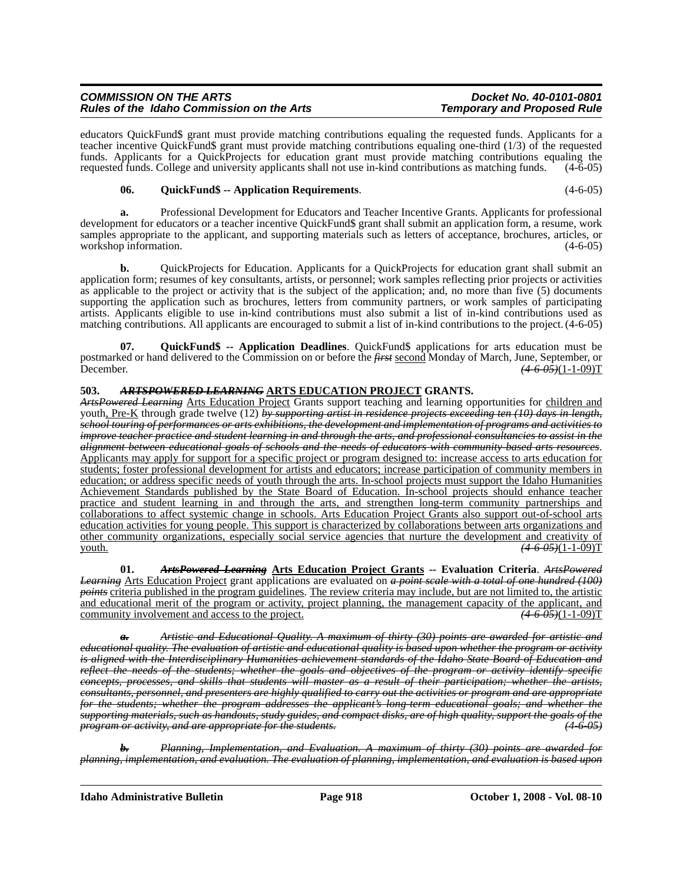educators QuickFund$ grant must provide matching contributions equaling the requested funds. Applicants for a teacher incentive QuickFund$ grant must provide matching contributions equaling one-third (1/3) of the requested funds. Applicants for a QuickProjects for education grant must provide matching contributions equaling the requested funds. College and university applicants shall not use in-kind contributions as matching funds. (4-6-05)

**06. QuickFund$ -- Application Requirements**. (4-6-05)

**a.** Professional Development for Educators and Teacher Incentive Grants. Applicants for professional development for educators or a teacher incentive QuickFund$ grant shall submit an application form, a resume, work samples appropriate to the applicant, and supporting materials such as letters of acceptance, brochures, articles, or workshop information. (4-6-05)

**b.** QuickProjects for Education. Applicants for a QuickProjects for education grant shall submit an application form; resumes of key consultants, artists, or personnel; work samples reflecting prior projects or activities as applicable to the project or activity that is the subject of the application; and, no more than five (5) documents supporting the application such as brochures, letters from community partners, or work samples of participating artists. Applicants eligible to use in-kind contributions must also submit a list of in-kind contributions used as matching contributions. All applicants are encouraged to submit a list of in-kind contributions to the project. (4-6-05)

**07. QuickFund$ -- Application Deadlines**. QuickFund$ applications for arts education must be postmarked or hand delivered to the Commission on or before the ~~*first*~~ <u>second</u> Monday of March, June, September, or December. ~~*(4-6-05)*~~(1-1-09)T

**503. ~~*ARTSPOWERED LEARNING*~~ <u>ARTS EDUCATION PROJECT</u> GRANTS.**

~~*ArtsPowered Learning*~~ <u>Arts Education Project</u> Grants support teaching and learning opportunities for <u>children and</u> youth<u>, Pre-K</u> through grade twelve (12) ~~*by supporting artist in residence projects exceeding ten (10) days in length, school touring of performances or arts exhibitions, the development and implementation of programs and activities to improve teacher practice and student learning in and through the arts, and professional consultancies to assist in the alignment between educational goals of schools and the needs of educators with community-based arts resources*~~. <u>Applicants may apply for support for a specific project or program designed to: increase access to arts education for students; foster professional development for artists and educators; increase participation of community members in education; or address specific needs of youth through the arts. In-school projects must support the Idaho Humanities Achievement Standards published by the State Board of Education. In-school projects should enhance teacher practice and student learning in and through the arts, and strengthen long-term community partnerships and collaborations to affect systemic change in schools. Arts Education Project Grants also support out-of-school arts education activities for young people. This support is characterized by collaborations between arts organizations and other community organizations, especially social service agencies that nurture the development and creativity of youth.</u> ~~*(4-6-05)*~~(1-1-09)T

**01. ~~*ArtsPowered Learning*~~ <u>Arts Education Project Grants</u> -- Evaluation Criteria**. ~~*ArtsPowered Learning*~~ <u>Arts Education Project</u> grant applications are evaluated on ~~*a point scale with a total of one hundred (100) points*~~ <u>criteria published in the program guidelines</u>. <u>The review criteria may include, but are not limited to, the artistic and educational merit of the program or activity, project planning, the management capacity of the applicant, and community involvement and access to the project.</u> ~~*(4-6-05)*~~(1-1-09)T

~~***a.*** *Artistic and Educational Quality. A maximum of thirty (30) points are awarded for artistic and educational quality. The evaluation of artistic and educational quality is based upon whether the program or activity is aligned with the Interdisciplinary Humanities achievement standards of the Idaho State Board of Education and reflect the needs of the students; whether the goals and objectives of the program or activity identify specific concepts, processes, and skills that students will master as a result of their participation; whether the artists, consultants, personnel, and presenters are highly qualified to carry out the activities or program and are appropriate for the students; whether the program addresses the applicant's long-term educational goals; and whether the supporting materials, such as handouts, study guides, and compact disks, are of high quality, support the goals of the program or activity, and are appropriate for the students. (4-6-05)*~~

~~***b.*** *Planning, Implementation, and Evaluation. A maximum of thirty (30) points are awarded for planning, implementation, and evaluation. The evaluation of planning, implementation, and evaluation is based upon*~~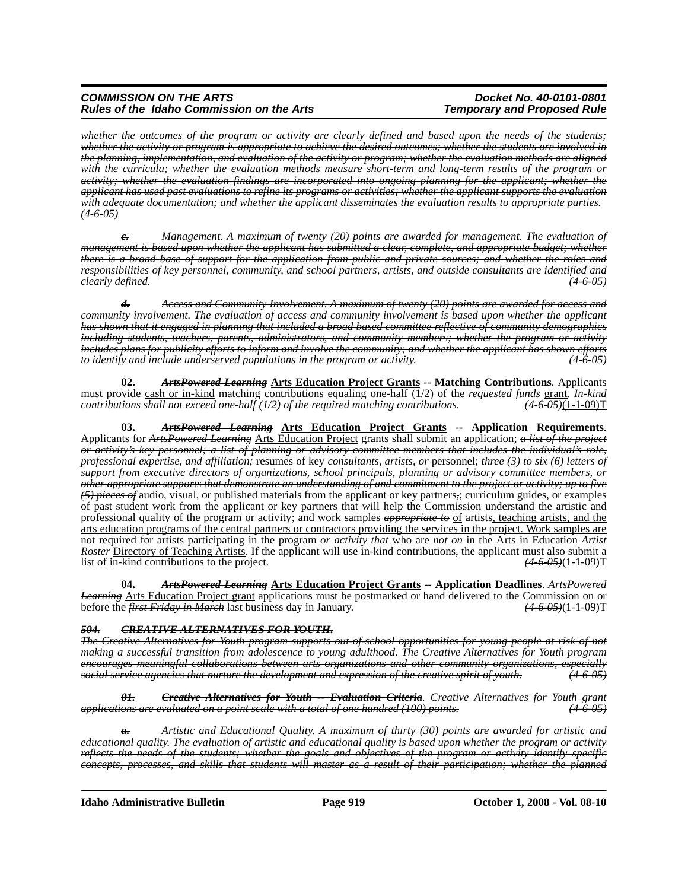~~*whether the outcomes of the program or activity are clearly defined and based upon the needs of the students; whether the activity or program is appropriate to achieve the desired outcomes; whether the students are involved in the planning, implementation, and evaluation of the activity or program; whether the evaluation methods are aligned with the curricula; whether the evaluation methods measure short-term and long-term results of the program or activity; whether the evaluation findings are incorporated into ongoing planning for the applicant; whether the applicant has used past evaluations to refine its programs or activities; whether the applicant supports the evaluation with adequate documentation; and whether the applicant disseminates the evaluation results to appropriate parties. (4-6-05)*~~

~~***c.*** *Management. A maximum of twenty (20) points are awarded for management. The evaluation of management is based upon whether the applicant has submitted a clear, complete, and appropriate budget; whether there is a broad base of support for the application from public and private sources; and whether the roles and responsibilities of key personnel, community, and school partners, artists, and outside consultants are identified and clearly defined. (4-6-05)*~~

~~***d.*** *Access and Community Involvement. A maximum of twenty (20) points are awarded for access and community involvement. The evaluation of access and community involvement is based upon whether the applicant has shown that it engaged in planning that included a broad based committee reflective of community demographics including students, teachers, parents, administrators, and community members; whether the program or activity includes plans for publicity efforts to inform and involve the community; and whether the applicant has shown efforts to identify and include underserved populations in the program or activity. (4-6-05)*~~

**02.** ~~***ArtsPowered Learning***~~ **<u>Arts Education Project Grants</u> -- Matching Contributions**. Applicants must provide <u>cash or in-kind</u> matching contributions equaling one-half (1/2) of the ~~*requested funds*~~ <u>grant</u>. ~~*In-kind contributions shall not exceed one-half (1/2) of the required matching contributions.*~~ ~~*(4-6-05)*~~(1-1-09)T

**03.** ~~***ArtsPowered Learning***~~ **<u>Arts Education Project Grants</u> -- Application Requirements**. Applicants for ~~*ArtsPowered Learning*~~ <u>Arts Education Project</u> grants shall submit an application; ~~*a list of the project or activity's key personnel; a list of planning or advisory committee members that includes the individual's role, professional expertise, and affiliation;*~~ resumes of key ~~*consultants, artists, or*~~ personnel; ~~*three (3) to six (6) letters of support from executive directors of organizations, school principals, planning or advisory committee members, or other appropriate supports that demonstrate an understanding of and commitment to the project or activity; up to five (5) pieces of*~~ audio, visual, or published materials from the applicant or key partners~~,~~<u>;</u> curriculum guides, or examples of past student work <u>from the applicant or key partners</u> that will help the Commission understand the artistic and professional quality of the program or activity; and work samples ~~*appropriate to*~~ <u>of</u> artists<u>, teaching artists, and the arts education programs of the central partners or contractors providing the services in the project. Work samples are not required for artists</u> participating in the program ~~*or activity that*~~ <u>who</u> are ~~*not on*~~ <u>in</u> the Arts in Education ~~*Artist Roster*~~ <u>Directory of Teaching Artists</u>. If the applicant will use in-kind contributions, the applicant must also submit a list of in-kind contributions to the project. ~~*(4-6-05)*~~(1-1-09)T

**04.** ~~***ArtsPowered Learning***~~ **<u>Arts Education Project Grants</u> -- Application Deadlines**. ~~*ArtsPowered Learning*~~ <u>Arts Education Project grant</u> applications must be postmarked or hand delivered to the Commission on or before the ~~*first Friday in March*~~ <u>last business day in January</u>. ~~*(4-6-05)*~~(1-1-09)T

~~***504. CREATIVE ALTERNATIVES FOR YOUTH.***~~

~~*The Creative Alternatives for Youth program supports out-of-school opportunities for young people at risk of not making a successful transition from adolescence to young adulthood. The Creative Alternatives for Youth program encourages meaningful collaborations between arts organizations and other community organizations, especially social service agencies that nurture the development and expression of the creative spirit of youth. (4-6-05)*~~

~~***01. Creative Alternatives for Youth -- Evaluation Criteria****. Creative Alternatives for Youth grant applications are evaluated on a point scale with a total of one hundred (100) points. (4-6-05)*~~

~~***a.*** *Artistic and Educational Quality. A maximum of thirty (30) points are awarded for artistic and educational quality. The evaluation of artistic and educational quality is based upon whether the program or activity reflects the needs of the students; whether the goals and objectives of the program or activity identify specific concepts, processes, and skills that students will master as a result of their participation; whether the planned*~~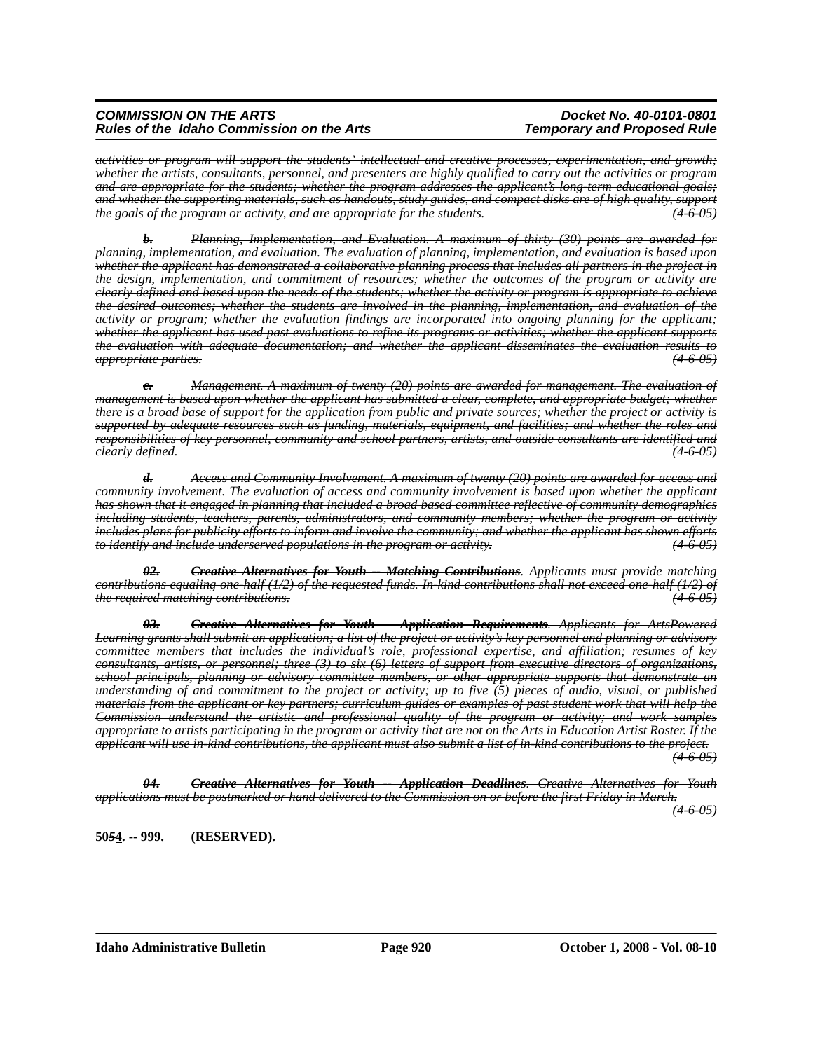~~*activities or program will support the students' intellectual and creative processes, experimentation, and growth; whether the artists, consultants, personnel, and presenters are highly qualified to carry out the activities or program and are appropriate for the students; whether the program addresses the applicant's long-term educational goals; and whether the supporting materials, such as handouts, study guides, and compact disks are of high quality, support the goals of the program or activity, and are appropriate for the students.*~~ ~~*(4-6-05)*~~

~~***b.*** *Planning, Implementation, and Evaluation. A maximum of thirty (30) points are awarded for planning, implementation, and evaluation. The evaluation of planning, implementation, and evaluation is based upon whether the applicant has demonstrated a collaborative planning process that includes all partners in the project in the design, implementation, and commitment of resources; whether the outcomes of the program or activity are clearly defined and based upon the needs of the students; whether the activity or program is appropriate to achieve the desired outcomes; whether the students are involved in the planning, implementation, and evaluation of the activity or program; whether the evaluation findings are incorporated into ongoing planning for the applicant; whether the applicant has used past evaluations to refine its programs or activities; whether the applicant supports the evaluation with adequate documentation; and whether the applicant disseminates the evaluation results to appropriate parties.*~~ ~~*(4-6-05)*~~

~~***c.*** *Management. A maximum of twenty (20) points are awarded for management. The evaluation of management is based upon whether the applicant has submitted a clear, complete, and appropriate budget; whether there is a broad base of support for the application from public and private sources; whether the project or activity is supported by adequate resources such as funding, materials, equipment, and facilities; and whether the roles and responsibilities of key personnel, community and school partners, artists, and outside consultants are identified and clearly defined.*~~ ~~*(4-6-05)*~~

~~***d.*** *Access and Community Involvement. A maximum of twenty (20) points are awarded for access and community involvement. The evaluation of access and community involvement is based upon whether the applicant has shown that it engaged in planning that included a broad based committee reflective of community demographics including students, teachers, parents, administrators, and community members; whether the program or activity includes plans for publicity efforts to inform and involve the community; and whether the applicant has shown efforts to identify and include underserved populations in the program or activity.*~~ ~~*(4-6-05)*~~

~~***02.*** ***Creative Alternatives for Youth -- Matching Contributions****. Applicants must provide matching contributions equaling one-half (1/2) of the requested funds. In-kind contributions shall not exceed one-half (1/2) of the required matching contributions.*~~ ~~*(4-6-05)*~~

~~***03.*** ***Creative Alternatives for Youth -- Application Requirements****. Applicants for ArtsPowered Learning grants shall submit an application; a list of the project or activity's key personnel and planning or advisory committee members that includes the individual's role, professional expertise, and affiliation; resumes of key consultants, artists, or personnel; three (3) to six (6) letters of support from executive directors of organizations, school principals, planning or advisory committee members, or other appropriate supports that demonstrate an understanding of and commitment to the project or activity; up to five (5) pieces of audio, visual, or published materials from the applicant or key partners; curriculum guides or examples of past student work that will help the Commission understand the artistic and professional quality of the program or activity; and work samples appropriate to artists participating in the program or activity that are not on the Arts in Education Artist Roster. If the applicant will use in-kind contributions, the applicant must also submit a list of in-kind contributions to the project.*~~ ~~*(4-6-05)*~~

~~***04.*** ***Creative Alternatives for Youth -- Application Deadlines****. Creative Alternatives for Youth applications must be postmarked or hand delivered to the Commission on or before the first Friday in March.*~~ ~~*(4-6-05)*~~

**50~~*5*~~4. -- 999. (RESERVED).**